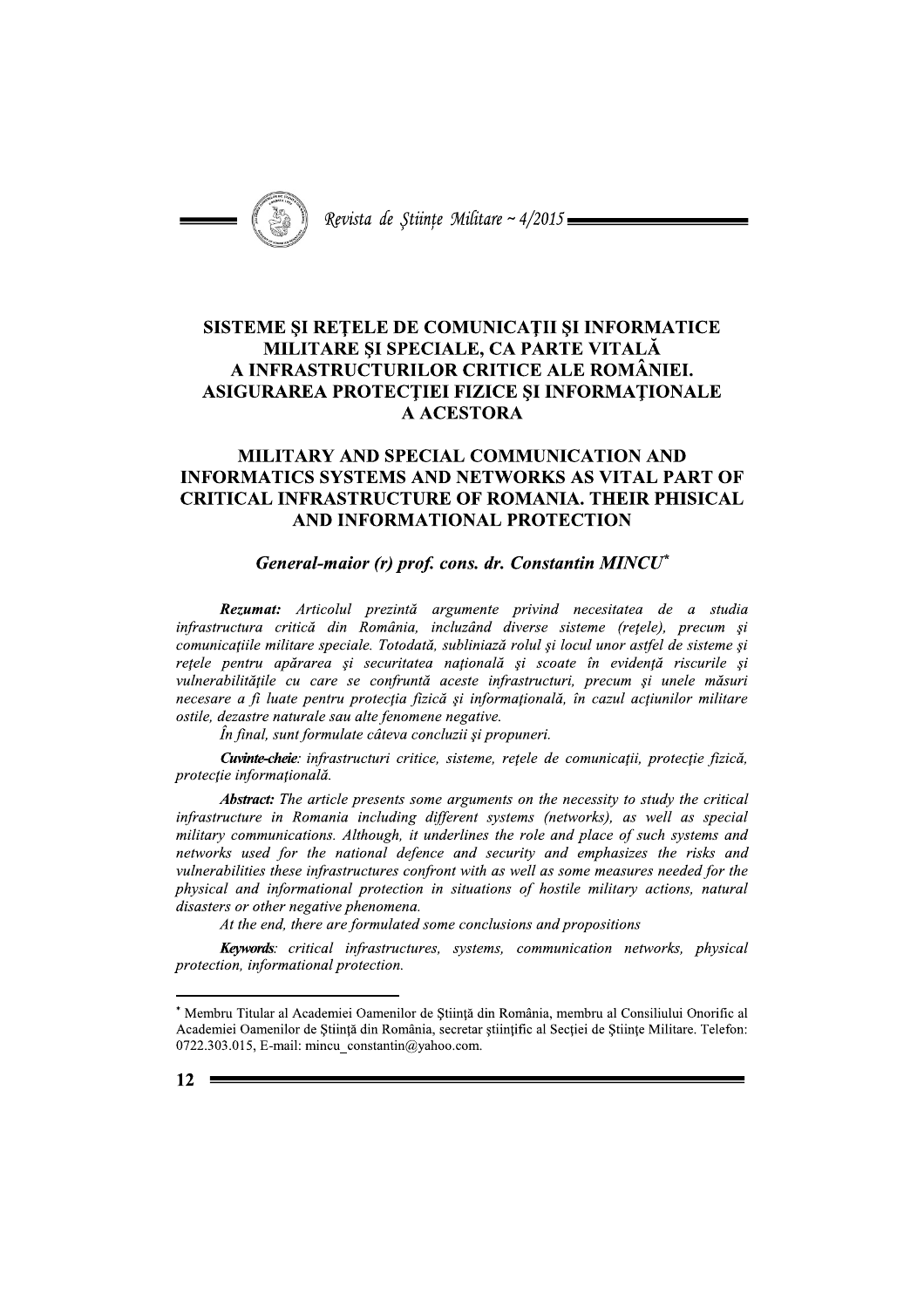# SISTEME ŞI REŢELE DE COMUNICAŢII ŞI INFORMATICE MILITARE ŞI SPECIALE, CA PARTE VITALĂ A INFRASTRUCTURILOR CRITICE ALE ROMÂNIEI. ASIGURAREA PROTECŢIEI FIZICE ŞI INFORMAŢIONALE A ACESTORA

# MILITARY AND SPECIAL COMMUNICATION AND INFORMATICS SYSTEMS AND NETWORKS AS VITAL PART OF CRITICAL INFRASTRUCTURE OF ROMANIA. THEIR PHISICAL AND INFORMATIONAL PROTECTION

***General-maior (r) prof. cons. dr. Constantin MINCU****

***Rezumat:*** *Articolul prezintă argumente privind necesitatea de a studia infrastructura critică din România, incluzând diverse sisteme (reţele), precum şi comunicaţiile militare speciale. Totodată, subliniază rolul şi locul unor astfel de sisteme şi reţele pentru apărarea şi securitatea naţională şi scoate în evidenţă riscurile şi vulnerabilităţile cu care se confruntă aceste infrastructuri, precum şi unele măsuri necesare a fi luate pentru protecţia fizică şi informaţională, în cazul acţiunilor militare ostile, dezastre naturale sau alte fenomene negative.*

*În final, sunt formulate câteva concluzii şi propuneri.*

***Cuvinte-cheie:*** *infrastructuri critice, sisteme, reţele de comunicaţii, protecţie fizică, protecţie informaţională.*

***Abstract:*** *The article presents some arguments on the necessity to study the critical infrastructure in Romania including different systems (networks), as well as special military communications. Although, it underlines the role and place of such systems and networks used for the national defence and security and emphasizes the risks and vulnerabilities these infrastructures confront with as well as some measures needed for the physical and informational protection in situations of hostile military actions, natural disasters or other negative phenomena.*

*At the end, there are formulated some conclusions and propositions*

***Keywords:*** *critical infrastructures, systems, communication networks, physical protection, informational protection.*

---

\* Membru Titular al Academiei Oamenilor de Ştiinţă din România, membru al Consiliului Onorific al Academiei Oamenilor de Ştiinţă din România, secretar ştiinţific al Secţiei de Ştiinţe Militare. Telefon: 0722.303.015, E-mail: mincu_constantin@yahoo.com.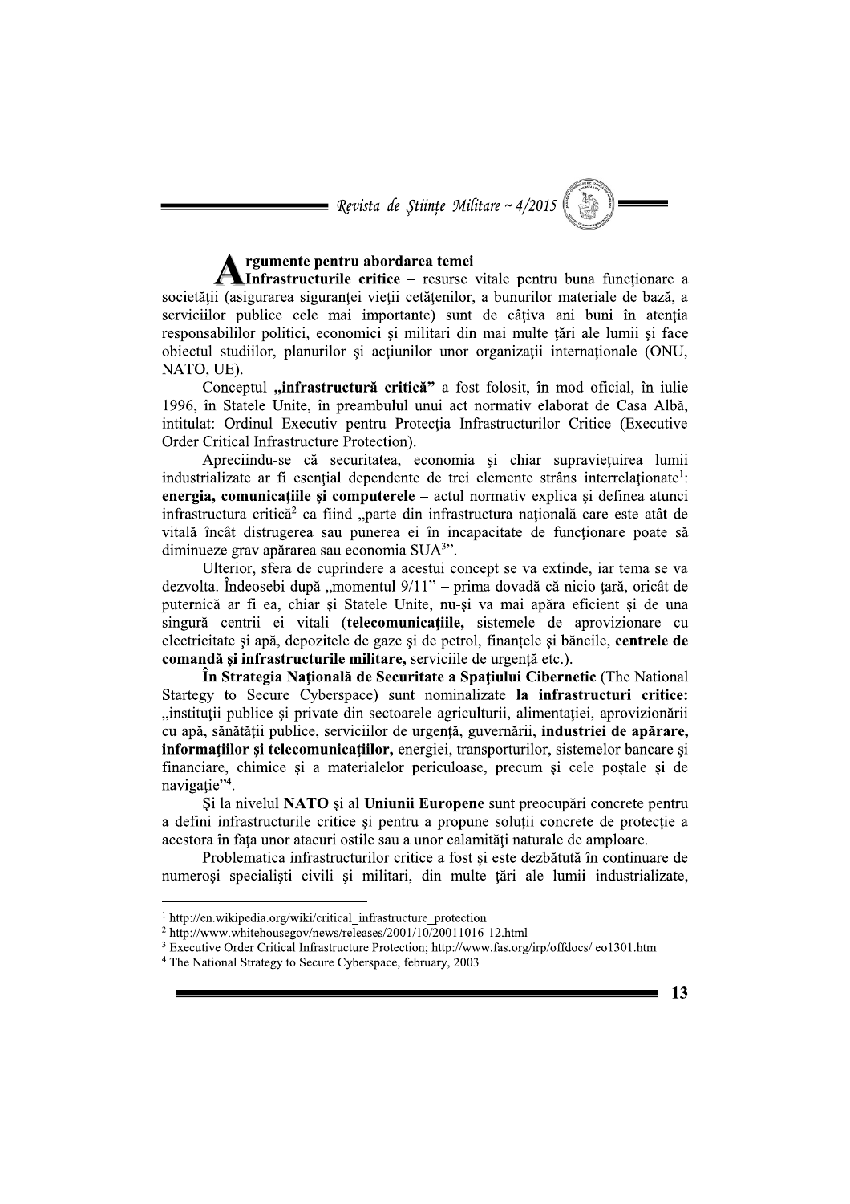## Argumente pentru abordarea temei

**Infrastructurile critice** – resurse vitale pentru buna funcţionare a societăţii (asigurarea siguranţei vieţii cetăţenilor, a bunurilor materiale de bază, a serviciilor publice cele mai importante) sunt de câţiva ani buni în atenţia responsabililor politici, economici şi militari din mai multe ţări ale lumii şi face obiectul studiilor, planurilor şi acţiunilor unor organizaţii internaţionale (ONU, NATO, UE).

Conceptul **„infrastructură critică"** a fost folosit, în mod oficial, în iulie 1996, în Statele Unite, în preambulul unui act normativ elaborat de Casa Albă, intitulat: Ordinul Executiv pentru Protecţia Infrastructurilor Critice (Executive Order Critical Infrastructure Protection).

Apreciindu-se că securitatea, economia şi chiar supravieţuirea lumii industrializate ar fi esenţial dependente de trei elemente strâns interrelaţionate[1]: **energia, comunicaţiile şi computerele** – actul normativ explica şi definea atunci infrastructura critică[2] ca fiind „parte din infrastructura naţională care este atât de vitală încât distrugerea sau punerea ei în incapacitate de funcţionare poate să diminueze grav apărarea sau economia SUA[3]".

Ulterior, sfera de cuprindere a acestui concept se va extinde, iar tema se va dezvolta. Îndeosebi după „momentul 9/11" – prima dovadă că nicio ţară, oricât de puternică ar fi ea, chiar şi Statele Unite, nu-şi va mai apăra eficient şi de una singură centrii ei vitali (**telecomunicaţiile,** sistemele de aprovizionare cu electricitate şi apă, depozitele de gaze şi de petrol, finanţele şi băncile, **centrele de comandă şi infrastructurile militare,** serviciile de urgenţă etc.).

**În Strategia Naţională de Securitate a Spaţiului Cibernetic** (The National Startegy to Secure Cyberspace) sunt nominalizate **la infrastructuri critice:** „instituţii publice şi private din sectoarele agriculturii, alimentaţiei, aprovizionării cu apă, sănătăţii publice, serviciilor de urgenţă, guvernării, **industriei de apărare, informaţiilor şi telecomunicaţiilor,** energiei, transporturilor, sistemelor bancare şi financiare, chimice şi a materialelor periculoase, precum şi cele poştale şi de navigaţie"[4].

Şi la nivelul **NATO** şi al **Uniunii Europene** sunt preocupări concrete pentru a defini infrastructurile critice şi pentru a propune soluţii concrete de protecţie a acestora în faţa unor atacuri ostile sau a unor calamităţi naturale de amploare.

Problematica infrastructurilor critice a fost şi este dezbătută în continuare de numeroşi specialişti civili şi militari, din multe ţări ale lumii industrializate,

---

[1] http://en.wikipedia.org/wiki/critical_infrastructure_protection

[2] http://www.whitehousegov/news/releases/2001/10/20011016-12.html

[3] Executive Order Critical Infrastructure Protection; http://www.fas.org/irp/offdocs/ eo1301.htm

[4] The National Strategy to Secure Cyberspace, february, 2003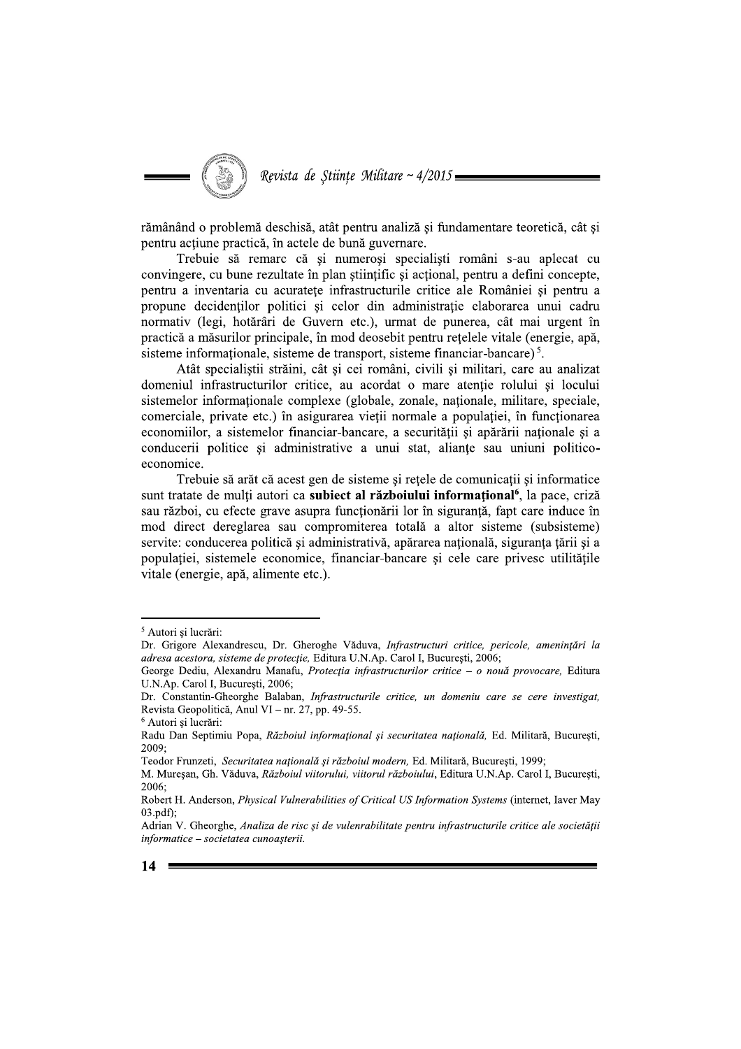rămânând o problemă deschisă, atât pentru analiză și fundamentare teoretică, cât și pentru acțiune practică, în actele de bună guvernare.

Trebuie să remarc că și numeroși specialiști români s-au aplecat cu convingere, cu bune rezultate în plan științific și acțional, pentru a defini concepte, pentru a inventaria cu acuratețe infrastructurile critice ale României și pentru a propune decidenților politici și celor din administrație elaborarea unui cadru normativ (legi, hotărâri de Guvern etc.), urmat de punerea, cât mai urgent în practică a măsurilor principale, în mod deosebit pentru rețelele vitale (energie, apă, sisteme informaționale, sisteme de transport, sisteme financiar-bancare)[5].

Atât specialiștii străini, cât și cei români, civili și militari, care au analizat domeniul infrastructurilor critice, au acordat o mare atenție rolului și locului sistemelor informaționale complexe (globale, zonale, naționale, militare, speciale, comerciale, private etc.) în asigurarea vieții normale a populației, în funcționarea economiilor, a sistemelor financiar-bancare, a securității și apărării naționale și a conducerii politice și administrative a unui stat, alianțe sau uniuni politico-economice.

Trebuie să arăt că acest gen de sisteme și rețele de comunicații și informatice sunt tratate de mulți autori ca **subiect al războiului informațional**[6], la pace, criză sau război, cu efecte grave asupra funcționării lor în siguranță, fapt care induce în mod direct dereglarea sau compromiterea totală a altor sisteme (subsisteme) servite: conducerea politică și administrativă, apărarea națională, siguranța țării și a populației, sistemele economice, financiar-bancare și cele care privesc utilitățile vitale (energie, apă, alimente etc.).

---

[5] Autori și lucrări:
Dr. Grigore Alexandrescu, Dr. Gheroghe Văduva, *Infrastructuri critice, pericole, amenințări la adresa acestora, sisteme de protecție,* Editura U.N.Ap. Carol I, București, 2006;
George Dediu, Alexandru Manafu, *Protecția infrastructurilor critice – o nouă provocare,* Editura U.N.Ap. Carol I, București, 2006;
Dr. Constantin-Gheorghe Balaban, *Infrastructurile critice, un domeniu care se cere investigat,* Revista Geopolitică, Anul VI – nr. 27, pp. 49-55.

[6] Autori și lucrări:
Radu Dan Septimiu Popa, *Războiul informațional și securitatea națională,* Ed. Militară, București, 2009;
Teodor Frunzeti, *Securitatea națională și războiul modern,* Ed. Militară, București, 1999;
M. Mureșan, Gh. Văduva, *Războiul viitorului, viitorul războiului*, Editura U.N.Ap. Carol I, București, 2006;
Robert H. Anderson, *Physical Vulnerabilities of Critical US Information Systems* (internet, Iaver May 03.pdf);
Adrian V. Gheorghe, *Analiza de risc și de vulenrabilitate pentru infrastructurile critice ale societății informatice – societatea cunoașterii.*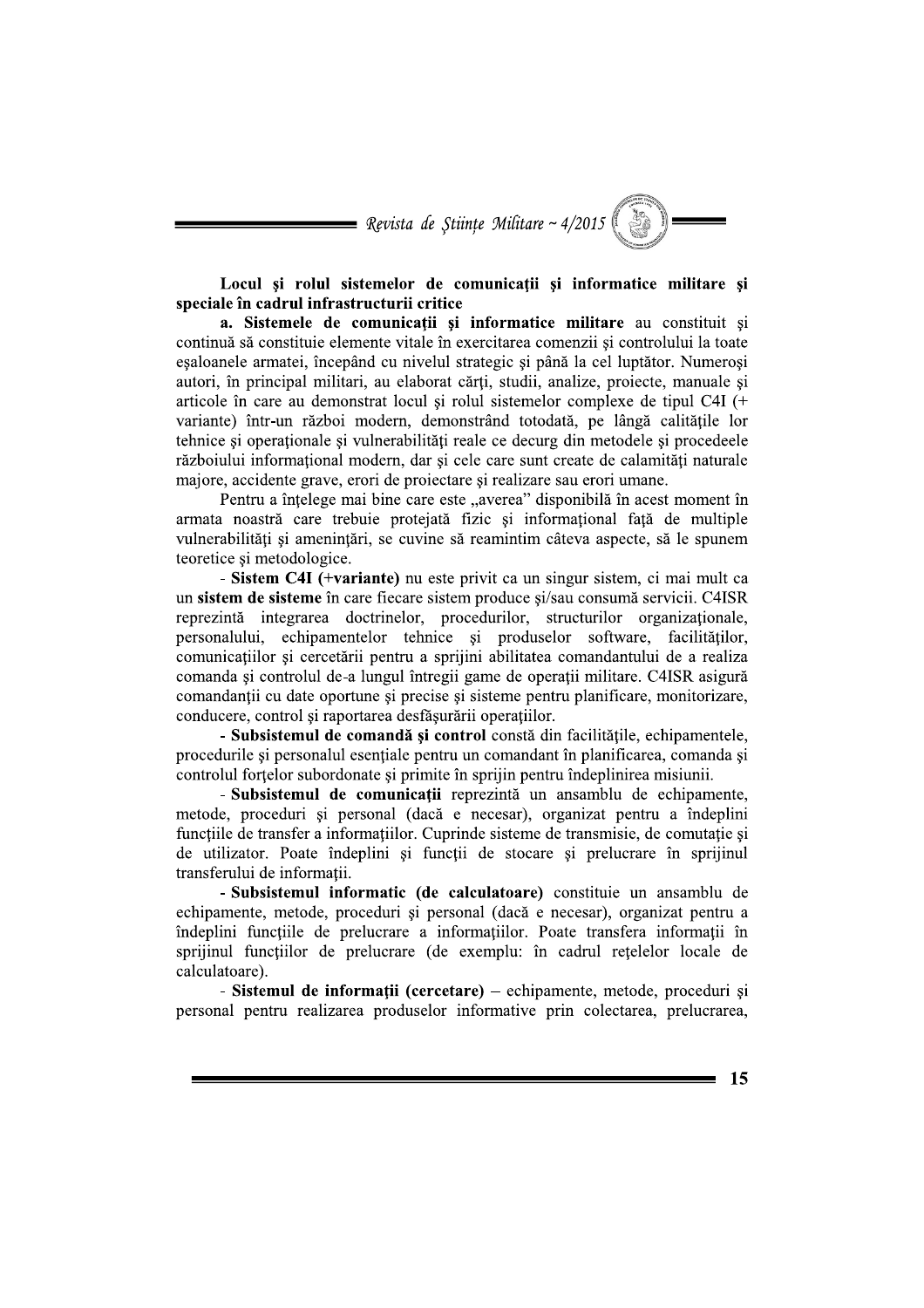**Locul și rolul sistemelor de comunicații și informatice militare și speciale în cadrul infrastructurii critice**

**a. Sistemele de comunicații și informatice militare** au constituit și continuă să constituie elemente vitale în exercitarea comenzii și controlului la toate eșaloanele armatei, începând cu nivelul strategic și până la cel luptător. Numeroși autori, în principal militari, au elaborat cărți, studii, analize, proiecte, manuale și articole în care au demonstrat locul și rolul sistemelor complexe de tipul C4I (+ variante) într-un război modern, demonstrând totodată, pe lângă calitățile lor tehnice și operaționale și vulnerabilități reale ce decurg din metodele și procedeele războiului informațional modern, dar și cele care sunt create de calamități naturale majore, accidente grave, erori de proiectare și realizare sau erori umane.

Pentru a înțelege mai bine care este „averea" disponibilă în acest moment în armata noastră care trebuie protejată fizic și informațional față de multiple vulnerabilități și amenințări, se cuvine să reamintim câteva aspecte, să le spunem teoretice și metodologice.

- **Sistem C4I (+variante)** nu este privit ca un singur sistem, ci mai mult ca un **sistem de sisteme** în care fiecare sistem produce și/sau consumă servicii. C4ISR reprezintă integrarea doctrinelor, procedurilor, structurilor organizaționale, personalului, echipamentelor tehnice și produselor software, facilităților, comunicațiilor și cercetării pentru a sprijini abilitatea comandantului de a realiza comanda și controlul de-a lungul întregii game de operații militare. C4ISR asigură comandanții cu date oportune și precise și sisteme pentru planificare, monitorizare, conducere, control și raportarea desfășurării operațiilor.

- **Subsistemul de comandă și control** constă din facilitățile, echipamentele, procedurile și personalul esențiale pentru un comandant în planificarea, comanda și controlul forțelor subordonate și primite în sprijin pentru îndeplinirea misiunii.

- **Subsistemul de comunicații** reprezintă un ansamblu de echipamente, metode, proceduri și personal (dacă e necesar), organizat pentru a îndeplini funcțiile de transfer a informațiilor. Cuprinde sisteme de transmisie, de comutație și de utilizator. Poate îndeplini și funcții de stocare și prelucrare în sprijinul transferului de informații.

- **Subsistemul informatic (de calculatoare)** constituie un ansamblu de echipamente, metode, proceduri și personal (dacă e necesar), organizat pentru a îndeplini funcțiile de prelucrare a informațiilor. Poate transfera informații în sprijinul funcțiilor de prelucrare (de exemplu: în cadrul rețelelor locale de calculatoare).

- **Sistemul de informații (cercetare)** – echipamente, metode, proceduri și personal pentru realizarea produselor informative prin colectarea, prelucrarea,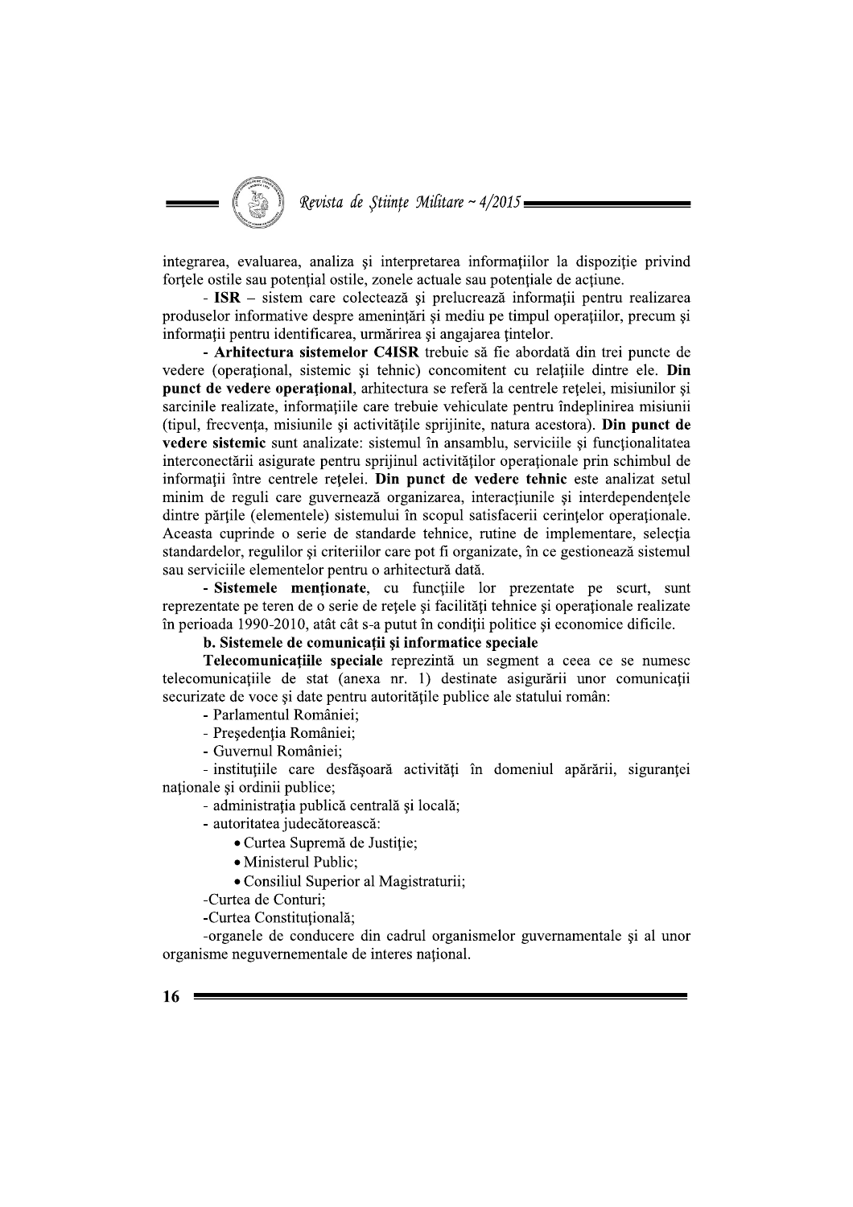integrarea, evaluarea, analiza şi interpretarea informaţiilor la dispoziţie privind forţele ostile sau potenţial ostile, zonele actuale sau potenţiale de acţiune.

- **ISR** – sistem care colectează şi prelucrează informaţii pentru realizarea produselor informative despre ameninţări şi mediu pe timpul operaţiilor, precum şi informaţii pentru identificarea, urmărirea şi angajarea ţintelor.

- **Arhitectura sistemelor C4ISR** trebuie să fie abordată din trei puncte de vedere (operaţional, sistemic şi tehnic) concomitent cu relaţiile dintre ele. **Din punct de vedere operaţional**, arhitectura se referă la centrele reţelei, misiunilor şi sarcinile realizate, informaţiile care trebuie vehiculate pentru îndeplinirea misiunii (tipul, frecvenţa, misiunile şi activităţile sprijinite, natura acestora). **Din punct de vedere sistemic** sunt analizate: sistemul în ansamblu, serviciile şi funcţionalitatea interconectării asigurate pentru sprijinul activităţilor operaţionale prin schimbul de informaţii între centrele reţelei. **Din punct de vedere tehnic** este analizat setul minim de reguli care guvernează organizarea, interacţiunile şi interdependenţele dintre părţile (elementele) sistemului în scopul satisfacerii cerinţelor operaţionale. Aceasta cuprinde o serie de standarde tehnice, rutine de implementare, selecţia standardelor, regulilor şi criteriilor care pot fi organizate, în ce gestionează sistemul sau serviciile elementelor pentru o arhitectură dată.

- **Sistemele menţionate**, cu funcţiile lor prezentate pe scurt, sunt reprezentate pe teren de o serie de reţele şi facilităţi tehnice şi operaţionale realizate în perioada 1990-2010, atât cât s-a putut în condiţii politice şi economice dificile.

**b. Sistemele de comunicaţii şi informatice speciale**

**Telecomunicaţiile speciale** reprezintă un segment a ceea ce se numesc telecomunicaţiile de stat (anexa nr. 1) destinate asigurării unor comunicaţii securizate de voce şi date pentru autorităţile publice ale statului român:

- Parlamentul României;
- Preşedenţia României;
- Guvernul României;
- instituţiile care desfăşoară activităţi în domeniul apărării, siguranţei naţionale şi ordinii publice;
- administraţia publică centrală şi locală;
- autoritatea judecătorească:
  - Curtea Supremă de Justiţie;
  - Ministerul Public;
  - Consiliul Superior al Magistraturii;
- Curtea de Conturi;
- Curtea Constituţională;
- organele de conducere din cadrul organismelor guvernamentale şi al unor organisme neguvernementale de interes naţional.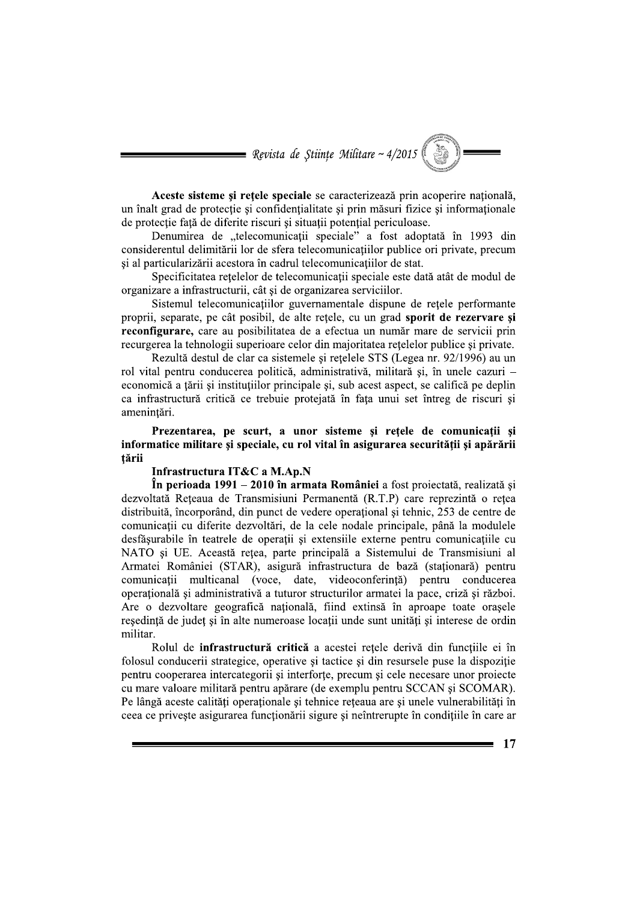**Aceste sisteme şi reţele speciale** se caracterizează prin acoperire naţională, un înalt grad de protecţie şi confidenţialitate şi prin măsuri fizice şi informaţionale de protecţie faţă de diferite riscuri şi situaţii potenţial periculoase.

Denumirea de „telecomunicaţii speciale" a fost adoptată în 1993 din considerentul delimitării lor de sfera telecomunicaţiilor publice ori private, precum şi al particularizării acestora în cadrul telecomunicaţiilor de stat.

Specificitatea reţelelor de telecomunicaţii speciale este dată atât de modul de organizare a infrastructurii, cât şi de organizarea serviciilor.

Sistemul telecomunicaţiilor guvernamentale dispune de reţele performante proprii, separate, pe cât posibil, de alte reţele, cu un grad **sporit de rezervare şi reconfigurare,** care au posibilitatea de a efectua un număr mare de servicii prin recurgerea la tehnologii superioare celor din majoritatea reţelelor publice şi private.

Rezultă destul de clar ca sistemele şi reţelele STS (Legea nr. 92/1996) au un rol vital pentru conducerea politică, administrativă, militară şi, în unele cazuri – economică a ţării şi instituţiilor principale şi, sub acest aspect, se califică pe deplin ca infrastructură critică ce trebuie protejată în faţa unui set întreg de riscuri şi ameninţări.

**Prezentarea, pe scurt, a unor sisteme şi reţele de comunicaţii şi informatice militare şi speciale, cu rol vital în asigurarea securităţii şi apărării ţării**

**Infrastructura IT&C a M.Ap.N**

**În perioada 1991 – 2010 în armata României** a fost proiectată, realizată şi dezvoltată Reţeaua de Transmisiuni Permanentă (R.T.P) care reprezintă o reţea distribuită, încorporând, din punct de vedere operaţional şi tehnic, 253 de centre de comunicaţii cu diferite dezvoltări, de la cele nodale principale, până la modulele desfăşurabile în teatrele de operaţii şi extensiile externe pentru comunicaţiile cu NATO şi UE. Această reţea, parte principală a Sistemului de Transmisiuni al Armatei României (STAR), asigură infrastructura de bază (staţionară) pentru comunicaţii multicanal (voce, date, videoconferinţă) pentru conducerea operaţională şi administrativă a tuturor structurilor armatei la pace, criză şi război. Are o dezvoltare geografică naţională, fiind extinsă în aproape toate oraşele reşedinţă de judeţ şi în alte numeroase locaţii unde sunt unităţi şi interese de ordin militar.

Rolul de **infrastructură critică** a acestei reţele derivă din funcţiile ei în folosul conducerii strategice, operative şi tactice şi din resursele puse la dispoziţie pentru cooperarea intercategorii şi interforţe, precum şi cele necesare unor proiecte cu mare valoare militară pentru apărare (de exemplu pentru SCCAN şi SCOMAR). Pe lângă aceste calităţi operaţionale şi tehnice reţeaua are şi unele vulnerabilităţi în ceea ce priveşte asigurarea funcţionării sigure şi neîntrerupte în condiţiile în care ar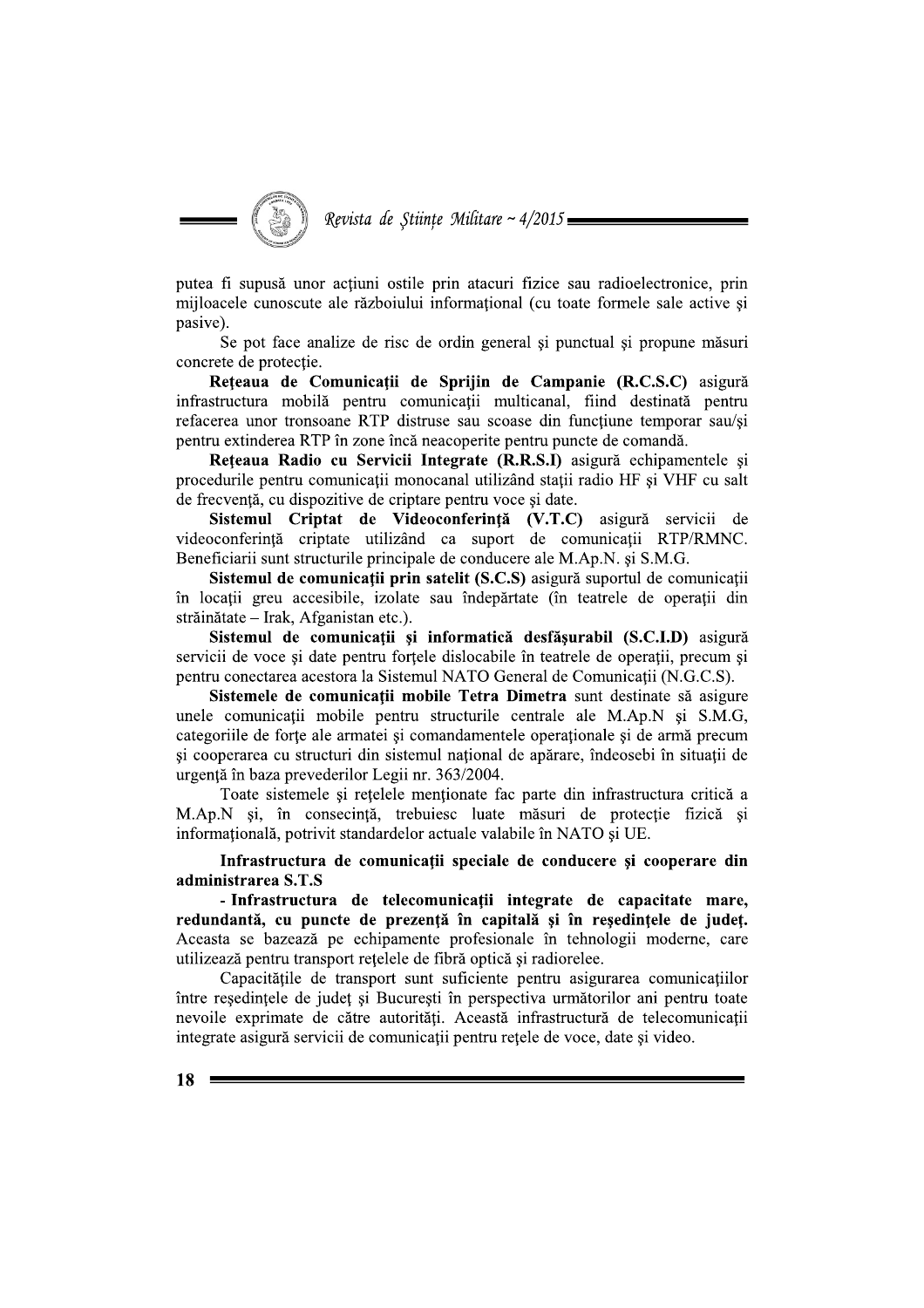putea fi supusă unor acţiuni ostile prin atacuri fizice sau radioelectronice, prin mijloacele cunoscute ale războiului informaţional (cu toate formele sale active şi pasive).

Se pot face analize de risc de ordin general şi punctual şi propune măsuri concrete de protecţie.

**Reţeaua de Comunicaţii de Sprijin de Campanie (R.C.S.C)** asigură infrastructura mobilă pentru comunicaţii multicanal, fiind destinată pentru refacerea unor tronsoane RTP distruse sau scoase din funcţiune temporar sau/şi pentru extinderea RTP în zone încă neacoperite pentru puncte de comandă.

**Reţeaua Radio cu Servicii Integrate (R.R.S.I)** asigură echipamentele şi procedurile pentru comunicaţii monocanal utilizând staţii radio HF şi VHF cu salt de frecvenţă, cu dispozitive de criptare pentru voce şi date.

**Sistemul Criptat de Videoconferinţă (V.T.C)** asigură servicii de videoconferinţă criptate utilizând ca suport de comunicaţii RTP/RMNC. Beneficiarii sunt structurile principale de conducere ale M.Ap.N. şi S.M.G.

**Sistemul de comunicaţii prin satelit (S.C.S)** asigură suportul de comunicaţii în locaţii greu accesibile, izolate sau îndepărtate (în teatrele de operaţii din străinătate – Irak, Afganistan etc.).

**Sistemul de comunicaţii şi informatică desfăşurabil (S.C.I.D)** asigură servicii de voce şi date pentru forţele dislocabile în teatrele de operaţii, precum şi pentru conectarea acestora la Sistemul NATO General de Comunicaţii (N.G.C.S).

**Sistemele de comunicaţii mobile Tetra Dimetra** sunt destinate să asigure unele comunicaţii mobile pentru structurile centrale ale M.Ap.N şi S.M.G, categoriile de forţe ale armatei şi comandamentele operaţionale şi de armă precum şi cooperarea cu structuri din sistemul naţional de apărare, îndeosebi în situaţii de urgenţă în baza prevederilor Legii nr. 363/2004.

Toate sistemele şi reţelele menţionate fac parte din infrastructura critică a M.Ap.N şi, în consecinţă, trebuiesc luate măsuri de protecţie fizică şi informaţională, potrivit standardelor actuale valabile în NATO şi UE.

**Infrastructura de comunicaţii speciale de conducere şi cooperare din administrarea S.T.S**

**- Infrastructura de telecomunicaţii integrate de capacitate mare, redundantă, cu puncte de prezenţă în capitală şi în reşedinţele de judeţ.** Aceasta se bazează pe echipamente profesionale în tehnologii moderne, care utilizează pentru transport reţelele de fibră optică şi radiorelee.

Capacităţile de transport sunt suficiente pentru asigurarea comunicaţiilor între reşedinţele de judeţ şi Bucureşti în perspectiva următorilor ani pentru toate nevoile exprimate de către autorităţi. Această infrastructură de telecomunicaţii integrate asigură servicii de comunicaţii pentru reţele de voce, date şi video.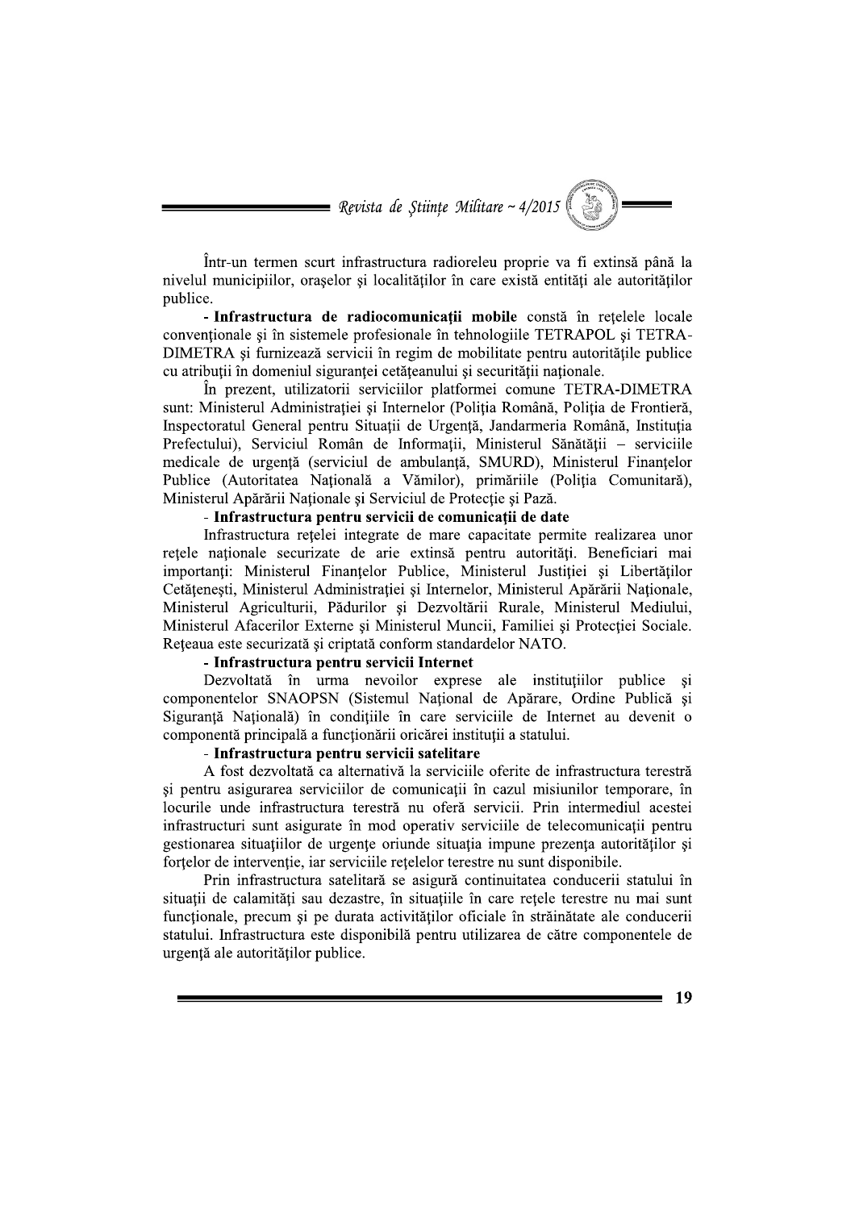Într-un termen scurt infrastructura radioreleu proprie va fi extinsă până la nivelul municipiilor, oraşelor şi localităţilor în care există entităţi ale autorităţilor publice.

- **Infrastructura de radiocomunicaţii mobile** constă în reţelele locale convenţionale şi în sistemele profesionale în tehnologiile TETRAPOL şi TETRA-DIMETRA şi furnizează servicii în regim de mobilitate pentru autorităţile publice cu atribuţii în domeniul siguranţei cetăţeanului şi securităţii naţionale.

În prezent, utilizatorii serviciilor platformei comune TETRA-DIMETRA sunt: Ministerul Administraţiei şi Internelor (Poliţia Română, Poliţia de Frontieră, Inspectoratul General pentru Situaţii de Urgenţă, Jandarmeria Română, Instituţia Prefectului), Serviciul Român de Informaţii, Ministerul Sănătăţii – serviciile medicale de urgenţă (serviciul de ambulanţă, SMURD), Ministerul Finanţelor Publice (Autoritatea Naţională a Vămilor), primăriile (Poliţia Comunitară), Ministerul Apărării Naţionale şi Serviciul de Protecţie şi Pază.

- **Infrastructura pentru servicii de comunicaţii de date**

Infrastructura reţelei integrate de mare capacitate permite realizarea unor reţele naţionale securizate de arie extinsă pentru autorităţi. Beneficiari mai importanţi: Ministerul Finanţelor Publice, Ministerul Justiţiei şi Libertăţilor Cetăţeneşti, Ministerul Administraţiei şi Internelor, Ministerul Apărării Naţionale, Ministerul Agriculturii, Pădurilor şi Dezvoltării Rurale, Ministerul Mediului, Ministerul Afacerilor Externe şi Ministerul Muncii, Familiei şi Protecţiei Sociale. Reţeaua este securizată şi criptată conform standardelor NATO.

- **Infrastructura pentru servicii Internet**

Dezvoltată în urma nevoilor exprese ale instituţiilor publice şi componentelor SNAOPSN (Sistemul Naţional de Apărare, Ordine Publică şi Siguranţă Naţională) în condiţiile în care serviciile de Internet au devenit o componentă principală a funcţionării oricărei instituţii a statului.

- **Infrastructura pentru servicii satelitare**

A fost dezvoltată ca alternativă la serviciile oferite de infrastructura terestră şi pentru asigurarea serviciilor de comunicaţii în cazul misiunilor temporare, în locurile unde infrastructura terestră nu oferă servicii. Prin intermediul acestei infrastructuri sunt asigurate în mod operativ serviciile de telecomunicaţii pentru gestionarea situaţiilor de urgenţe oriunde situaţia impune prezenţa autorităţilor şi forţelor de intervenţie, iar serviciile reţelelor terestre nu sunt disponibile.

Prin infrastructura satelitară se asigură continuitatea conducerii statului în situaţii de calamităţi sau dezastre, în situaţiile în care reţele terestre nu mai sunt funcţionale, precum şi pe durata activităţilor oficiale în străinătate ale conducerii statului. Infrastructura este disponibilă pentru utilizarea de către componentele de urgenţă ale autorităţilor publice.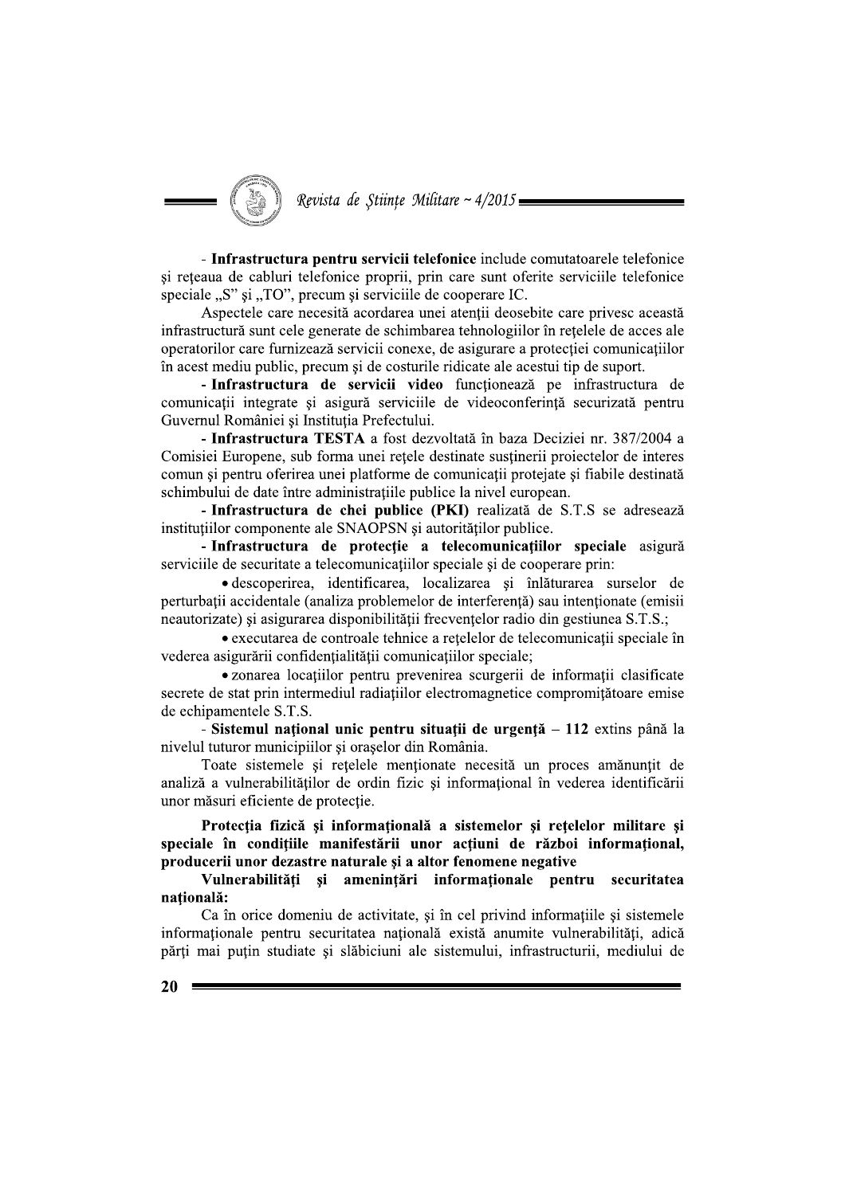- **Infrastructura pentru servicii telefonice** include comutatoarele telefonice şi reţeaua de cabluri telefonice proprii, prin care sunt oferite serviciile telefonice speciale „S" şi „TO", precum şi serviciile de cooperare IC.

Aspectele care necesită acordarea unei atenţii deosebite care privesc această infrastructură sunt cele generate de schimbarea tehnologiilor în reţelele de acces ale operatorilor care furnizează servicii conexe, de asigurare a protecţiei comunicaţiilor în acest mediu public, precum şi de costurile ridicate ale acestui tip de suport.

- **Infrastructura de servicii video** funcţionează pe infrastructura de comunicaţii integrate şi asigură serviciile de videoconferinţă securizată pentru Guvernul României şi Instituţia Prefectului.

- **Infrastructura TESTA** a fost dezvoltată în baza Deciziei nr. 387/2004 a Comisiei Europene, sub forma unei reţele destinate susţinerii proiectelor de interes comun şi pentru oferirea unei platforme de comunicaţii protejate şi fiabile destinată schimbului de date între administraţiile publice la nivel european.

- **Infrastructura de chei publice (PKI)** realizată de S.T.S se adresează instituţiilor componente ale SNAOPSN şi autorităţilor publice.

- **Infrastructura de protecţie a telecomunicaţiilor speciale** asigură serviciile de securitate a telecomunicaţiilor speciale şi de cooperare prin:

- descoperirea, identificarea, localizarea şi înlăturarea surselor de perturbaţii accidentale (analiza problemelor de interferenţă) sau intenţionate (emisii neautorizate) şi asigurarea disponibilităţii frecvenţelor radio din gestiunea S.T.S.;
- executarea de controale tehnice a reţelelor de telecomunicaţii speciale în vederea asigurării confidenţialităţii comunicaţiilor speciale;
- zonarea locaţiilor pentru prevenirea scurgerii de informaţii clasificate secrete de stat prin intermediul radiaţiilor electromagnetice compromiţătoare emise de echipamentele S.T.S.

- **Sistemul naţional unic pentru situaţii de urgenţă – 112** extins până la nivelul tuturor municipiilor şi oraşelor din România.

Toate sistemele şi reţelele menţionate necesită un proces amănunţit de analiză a vulnerabilităţilor de ordin fizic şi informaţional în vederea identificării unor măsuri eficiente de protecţie.

**Protecţia fizică şi informaţională a sistemelor şi reţelelor militare şi speciale în condiţiile manifestării unor acţiuni de război informaţional, producerii unor dezastre naturale şi a altor fenomene negative**

**Vulnerabilităţi şi ameninţări informaţionale pentru securitatea naţională:**

Ca în orice domeniu de activitate, şi în cel privind informaţiile şi sistemele informaţionale pentru securitatea naţională există anumite vulnerabilităţi, adică părţi mai puţin studiate şi slăbiciuni ale sistemului, infrastructurii, mediului de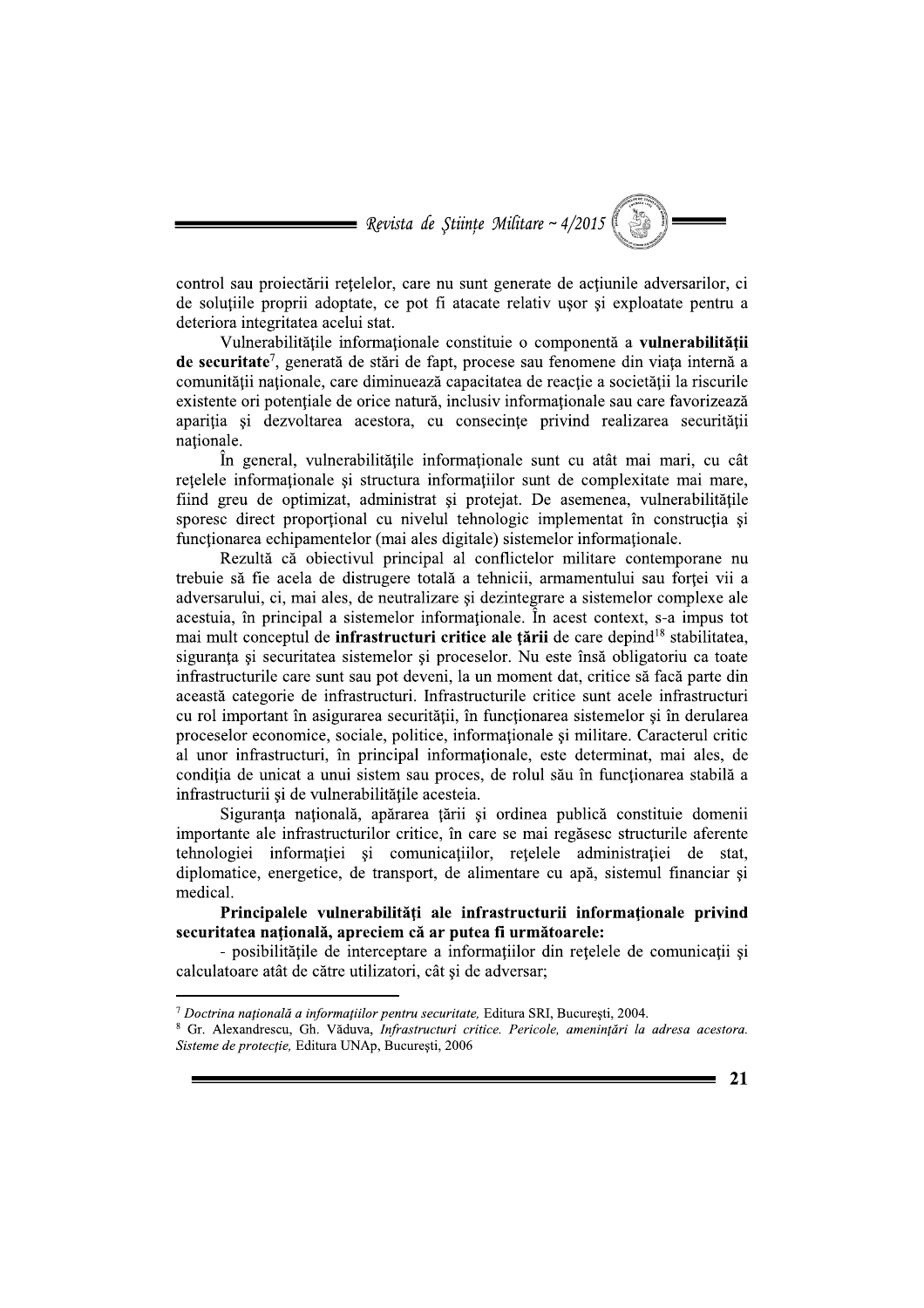control sau proiectării rețelelor, care nu sunt generate de acțiunile adversarilor, ci de soluțiile proprii adoptate, ce pot fi atacate relativ ușor și exploatate pentru a deteriora integritatea acelui stat.

Vulnerabilitățile informaționale constituie o componentă a **vulnerabilității de securitate**[7], generată de stări de fapt, procese sau fenomene din viața internă a comunității naționale, care diminuează capacitatea de reacție a societății la riscurile existente ori potențiale de orice natură, inclusiv informaționale sau care favorizează apariția și dezvoltarea acestora, cu consecințe privind realizarea securității naționale.

În general, vulnerabilitățile informaționale sunt cu atât mai mari, cu cât rețelele informaționale și structura informațiilor sunt de complexitate mai mare, fiind greu de optimizat, administrat și protejat. De asemenea, vulnerabilitățile sporesc direct proporțional cu nivelul tehnologic implementat în construcția și funcționarea echipamentelor (mai ales digitale) sistemelor informaționale.

Rezultă că obiectivul principal al conflictelor militare contemporane nu trebuie să fie acela de distrugere totală a tehnicii, armamentului sau forței vii a adversarului, ci, mai ales, de neutralizare și dezintegrare a sistemelor complexe ale acestuia, în principal a sistemelor informaționale. În acest context, s-a impus tot mai mult conceptul de **infrastructuri critice ale țării** de care depind[18] stabilitatea, siguranța și securitatea sistemelor și proceselor. Nu este însă obligatoriu ca toate infrastructurile care sunt sau pot deveni, la un moment dat, critice să facă parte din această categorie de infrastructuri. Infrastructurile critice sunt acele infrastructuri cu rol important în asigurarea securității, în funcționarea sistemelor și în derularea proceselor economice, sociale, politice, informaționale și militare. Caracterul critic al unor infrastructuri, în principal informaționale, este determinat, mai ales, de condiția de unicat a unui sistem sau proces, de rolul său în funcționarea stabilă a infrastructurii și de vulnerabilitățile acesteia.

Siguranța națională, apărarea țării și ordinea publică constituie domenii importante ale infrastructurilor critice, în care se mai regăsesc structurile aferente tehnologiei informației și comunicațiilor, rețelele administrației de stat, diplomatice, energetice, de transport, de alimentare cu apă, sistemul financiar și medical.

**Principalele vulnerabilități ale infrastructurii informaționale privind securitatea națională, apreciem că ar putea fi următoarele:**

- posibilitățile de interceptare a informațiilor din rețelele de comunicații și calculatoare atât de către utilizatori, cât și de adversar;

---

[7] *Doctrina națională a informațiilor pentru securitate,* Editura SRI, București, 2004.

[8] Gr. Alexandrescu, Gh. Văduva, *Infrastructuri critice. Pericole, amenințări la adresa acestora. Sisteme de protecție,* Editura UNAp, București, 2006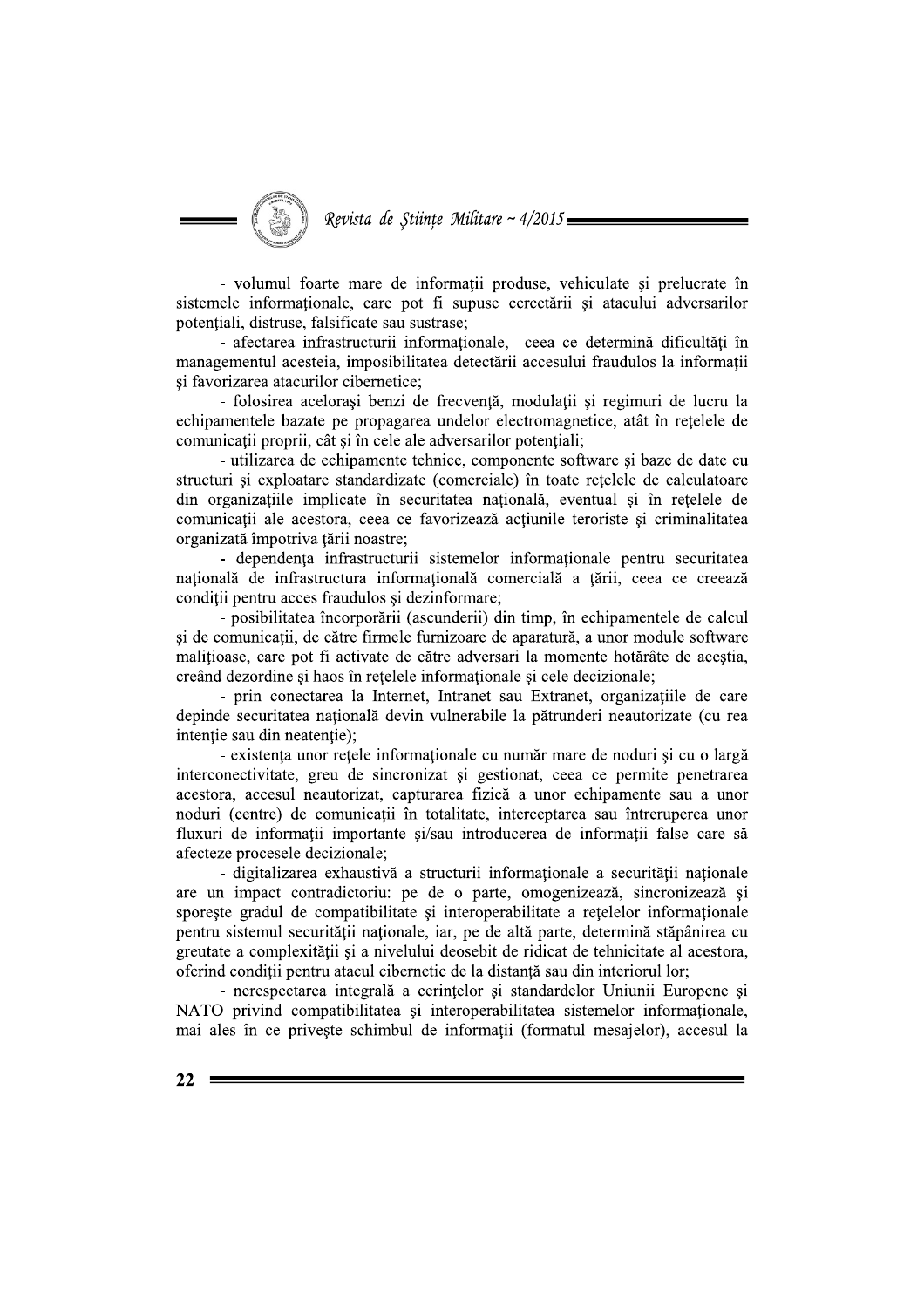- volumul foarte mare de informaţii produse, vehiculate şi prelucrate în sistemele informaţionale, care pot fi supuse cercetării şi atacului adversarilor potenţiali, distruse, falsificate sau sustrase;

- afectarea infrastructurii informaţionale, ceea ce determină dificultăţi în managementul acesteia, imposibilitatea detectării accesului fraudulos la informaţii şi favorizarea atacurilor cibernetice;

- folosirea aceloraşi benzi de frecvenţă, modulaţii şi regimuri de lucru la echipamentele bazate pe propagarea undelor electromagnetice, atât în reţelele de comunicaţii proprii, cât şi în cele ale adversarilor potenţiali;

- utilizarea de echipamente tehnice, componente software şi baze de date cu structuri şi exploatare standardizate (comerciale) în toate reţelele de calculatoare din organizaţiile implicate în securitatea naţională, eventual şi în reţelele de comunicaţii ale acestora, ceea ce favorizează acţiunile teroriste şi criminalitatea organizată împotriva ţării noastre;

- dependenţa infrastructurii sistemelor informaţionale pentru securitatea naţională de infrastructura informaţională comercială a ţării, ceea ce creează condiţii pentru acces fraudulos şi dezinformare;

- posibilitatea încorporării (ascunderii) din timp, în echipamentele de calcul şi de comunicaţii, de către firmele furnizoare de aparatură, a unor module software maliţioase, care pot fi activate de către adversari la momente hotărâte de aceştia, creând dezordine şi haos în reţelele informaţionale şi cele decizionale;

- prin conectarea la Internet, Intranet sau Extranet, organizaţiile de care depinde securitatea naţională devin vulnerabile la pătrunderi neautorizate (cu rea intenţie sau din neatenţie);

- existenţa unor reţele informaţionale cu număr mare de noduri şi cu o largă interconectivitate, greu de sincronizat şi gestionat, ceea ce permite penetrarea acestora, accesul neautorizat, capturarea fizică a unor echipamente sau a unor noduri (centre) de comunicaţii în totalitate, interceptarea sau întreruperea unor fluxuri de informaţii importante şi/sau introducerea de informaţii false care să afecteze procesele decizionale;

- digitalizarea exhaustivă a structurii informaţionale a securităţii naţionale are un impact contradictoriu: pe de o parte, omogenizează, sincronizează şi sporeşte gradul de compatibilitate şi interoperabilitate a reţelelor informaţionale pentru sistemul securităţii naţionale, iar, pe de altă parte, determină stăpânirea cu greutate a complexităţii şi a nivelului deosebit de ridicat de tehnicitate al acestora, oferind condiţii pentru atacul cibernetic de la distanţă sau din interiorul lor;

- nerespectarea integrală a cerinţelor şi standardelor Uniunii Europene şi NATO privind compatibilitatea şi interoperabilitatea sistemelor informaţionale, mai ales în ce priveşte schimbul de informaţii (formatul mesajelor), accesul la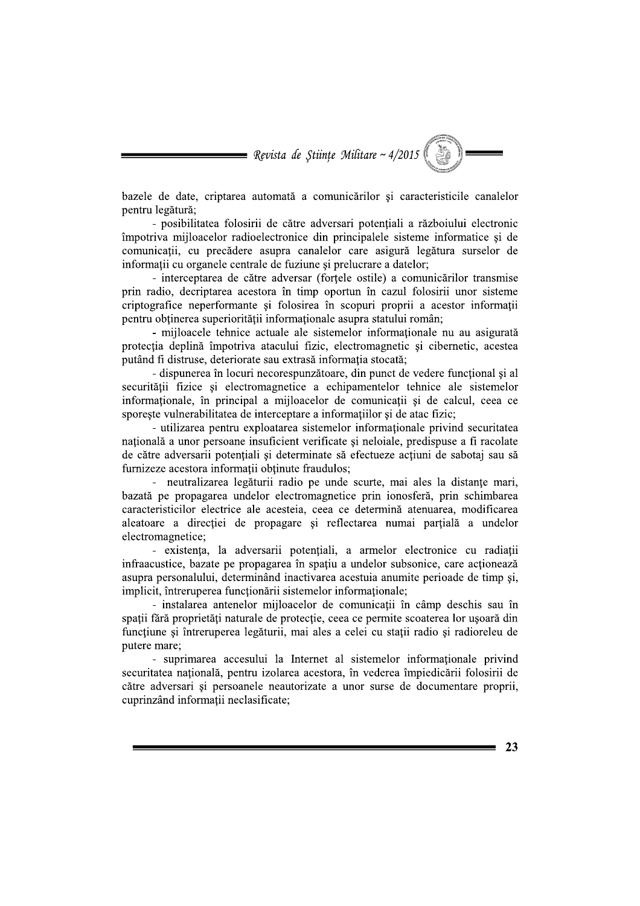bazele de date, criptarea automată a comunicărilor şi caracteristicile canalelor pentru legătură;

- posibilitatea folosirii de către adversari potenţiali a războiului electronic împotriva mijloacelor radioelectronice din principalele sisteme informatice şi de comunicaţii, cu precădere asupra canalelor care asigură legătura surselor de informaţii cu organele centrale de fuziune şi prelucrare a datelor;

- interceptarea de către adversar (forţele ostile) a comunicărilor transmise prin radio, decriptarea acestora în timp oportun în cazul folosirii unor sisteme criptografice neperformante şi folosirea în scopuri proprii a acestor informaţii pentru obţinerea superiorităţii informaţionale asupra statului român;

- mijloacele tehnice actuale ale sistemelor informaţionale nu au asigurată protecţia deplină împotriva atacului fizic, electromagnetic şi cibernetic, acestea putând fi distruse, deteriorate sau extrasă informaţia stocată;

- dispunerea în locuri necorespunzătoare, din punct de vedere funcţional şi al securităţii fizice şi electromagnetice a echipamentelor tehnice ale sistemelor informaţionale, în principal a mijloacelor de comunicaţii şi de calcul, ceea ce sporeşte vulnerabilitatea de interceptare a informaţiilor şi de atac fizic;

- utilizarea pentru exploatarea sistemelor informaţionale privind securitatea naţională a unor persoane insuficient verificate şi neloiale, predispuse a fi racolate de către adversarii potenţiali şi determinate să efectueze acţiuni de sabotaj sau să furnizeze acestora informaţii obţinute fraudulos;

- neutralizarea legăturii radio pe unde scurte, mai ales la distanţe mari, bazată pe propagarea undelor electromagnetice prin ionosferă, prin schimbarea caracteristicilor electrice ale acesteia, ceea ce determină atenuarea, modificarea aleatoare a direcţiei de propagare şi reflectarea numai parţială a undelor electromagnetice;

- existenţa, la adversarii potenţiali, a armelor electronice cu radiaţii infraacustice, bazate pe propagarea în spaţiu a undelor subsonice, care acţionează asupra personalului, determinând inactivarea acestuia anumite perioade de timp şi, implicit, întreruperea funcţionării sistemelor informaţionale;

- instalarea antenelor mijloacelor de comunicaţii în câmp deschis sau în spaţii fără proprietăţi naturale de protecţie, ceea ce permite scoaterea lor uşoară din funcţiune şi întreruperea legăturii, mai ales a celei cu staţii radio şi radioreleu de putere mare;

- suprimarea accesului la Internet al sistemelor informaţionale privind securitatea naţională, pentru izolarea acestora, în vederea împiedicării folosirii de către adversari şi persoanele neautorizate a unor surse de documentare proprii, cuprinzând informaţii neclasificate;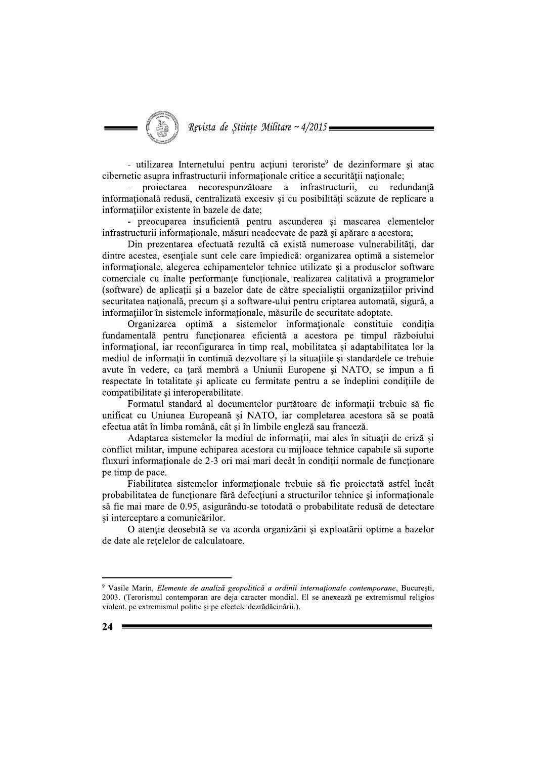- utilizarea Internetului pentru acțiuni teroriste[9] de dezinformare și atac cibernetic asupra infrastructurii informaționale critice a securității naționale;

- proiectarea necorespunzătoare a infrastructurii, cu redundanță informațională redusă, centralizată excesiv și cu posibilități scăzute de replicare a informațiilor existente în bazele de date;

- preocuparea insuficientă pentru ascunderea și mascarea elementelor infrastructurii informaționale, măsuri neadecvate de pază și apărare a acestora;

Din prezentarea efectuată rezultă că există numeroase vulnerabilități, dar dintre acestea, esențiale sunt cele care împiedică: organizarea optimă a sistemelor informaționale, alegerea echipamentelor tehnice utilizate și a produselor software comerciale cu înalte performanțe funcționale, realizarea calitativă a programelor (software) de aplicații și a bazelor date de către specialiștii organizațiilor privind securitatea națională, precum și a software-ului pentru criptarea automată, sigură, a informațiilor în sistemele informaționale, măsurile de securitate adoptate.

Organizarea optimă a sistemelor informaționale constituie condiția fundamentală pentru funcționarea eficientă a acestora pe timpul războiului informațional, iar reconfigurarea în timp real, mobilitatea și adaptabilitatea lor la mediul de informații în continuă dezvoltare și la situațiile și standardele ce trebuie avute în vedere, ca țară membră a Uniunii Europene și NATO, se impun a fi respectate în totalitate și aplicate cu fermitate pentru a se îndeplini condițiile de compatibilitate și interoperabilitate.

Formatul standard al documentelor purtătoare de informații trebuie să fie unificat cu Uniunea Europeană și NATO, iar completarea acestora să se poată efectua atât în limba română, cât și în limbile engleză sau franceză.

Adaptarea sistemelor la mediul de informații, mai ales în situații de criză și conflict militar, impune echiparea acestora cu mijloace tehnice capabile să suporte fluxuri informaționale de 2-3 ori mai mari decât în condiții normale de funcționare pe timp de pace.

Fiabilitatea sistemelor informaționale trebuie să fie proiectată astfel încât probabilitatea de funcționare fără defecțiuni a structurilor tehnice și informaționale să fie mai mare de 0.95, asigurându-se totodată o probabilitate redusă de detectare și interceptare a comunicărilor.

O atenție deosebită se va acorda organizării și exploatării optime a bazelor de date ale rețelelor de calculatoare.

---

[9] Vasile Marin, *Elemente de analiză geopolitică a ordinii internaționale contemporane*, București, 2003. (Terorismul contemporan are deja caracter mondial. El se anexează pe extremismul religios violent, pe extremismul politic și pe efectele dezrădăcinării.).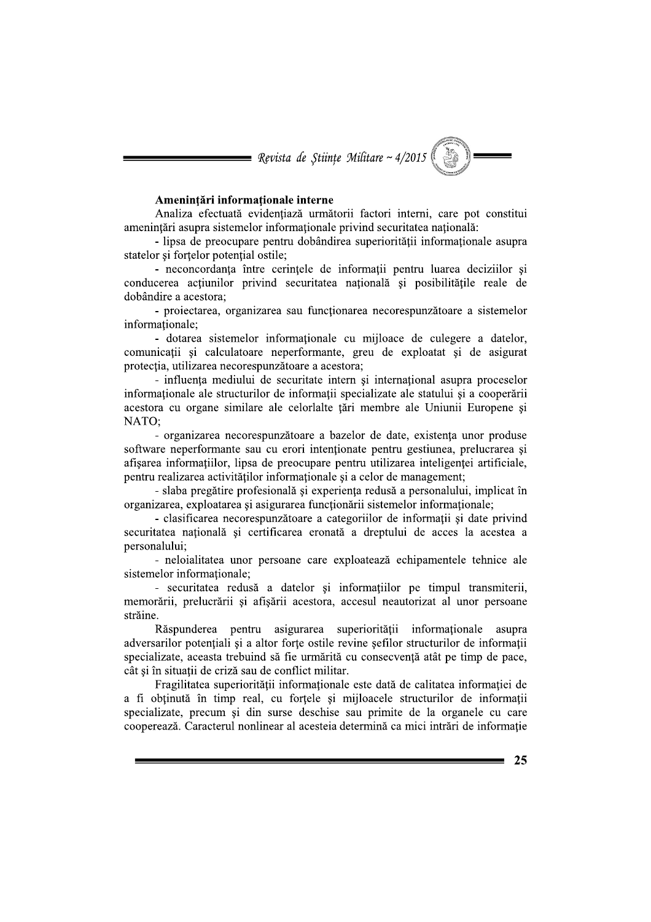**Amenințări informaționale interne**

Analiza efectuată evidențiază următorii factori interni, care pot constitui amenințări asupra sistemelor informaționale privind securitatea națională:

- lipsa de preocupare pentru dobândirea superiorității informaționale asupra statelor și forțelor potențial ostile;
- neconcordanța între cerințele de informații pentru luarea deciziilor și conducerea acțiunilor privind securitatea națională și posibilitățile reale de dobândire a acestora;
- proiectarea, organizarea sau funcționarea necorespunzătoare a sistemelor informaționale;
- dotarea sistemelor informaționale cu mijloace de culegere a datelor, comunicații și calculatoare neperformante, greu de exploatat și de asigurat protecția, utilizarea necorespunzătoare a acestora;
- influența mediului de securitate intern și internațional asupra proceselor informaționale ale structurilor de informații specializate ale statului și a cooperării acestora cu organe similare ale celorlalte țări membre ale Uniunii Europene și NATO;
- organizarea necorespunzătoare a bazelor de date, existența unor produse software neperformante sau cu erori intenționate pentru gestiunea, prelucrarea și afișarea informațiilor, lipsa de preocupare pentru utilizarea inteligenței artificiale, pentru realizarea activităților informaționale și a celor de management;
- slaba pregătire profesională și experiența redusă a personalului, implicat în organizarea, exploatarea și asigurarea funcționării sistemelor informaționale;
- clasificarea necorespunzătoare a categoriilor de informații și date privind securitatea națională și certificarea eronată a dreptului de acces la acestea a personalului;
- neloialitatea unor persoane care exploatează echipamentele tehnice ale sistemelor informaționale;
- securitatea redusă a datelor și informațiilor pe timpul transmiterii, memorării, prelucrării și afișării acestora, accesul neautorizat al unor persoane străine.

Răspunderea pentru asigurarea superiorității informaționale asupra adversarilor potențiali și a altor forțe ostile revine șefilor structurilor de informații specializate, aceasta trebuind să fie urmărită cu consecvență atât pe timp de pace, cât și în situații de criză sau de conflict militar.

Fragilitatea superiorității informaționale este dată de calitatea informației de a fi obținută în timp real, cu forțele și mijloacele structurilor de informații specializate, precum și din surse deschise sau primite de la organele cu care cooperează. Caracterul nonlinear al acesteia determină ca mici intrări de informație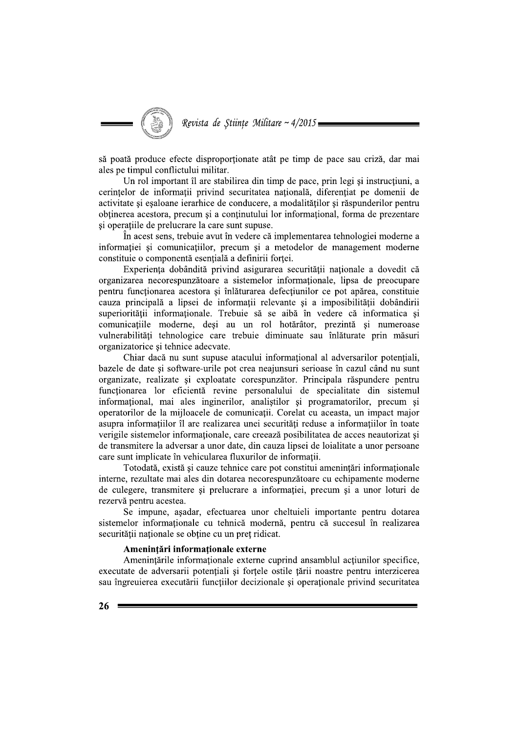să poată produce efecte disproporționate atât pe timp de pace sau criză, dar mai ales pe timpul conflictului militar.

Un rol important îl are stabilirea din timp de pace, prin legi și instrucțiuni, a cerințelor de informații privind securitatea națională, diferențiat pe domenii de activitate și eșaloane ierarhice de conducere, a modalităților și răspunderilor pentru obținerea acestora, precum și a conținutului lor informațional, forma de prezentare și operațiile de prelucrare la care sunt supuse.

În acest sens, trebuie avut în vedere că implementarea tehnologiei moderne a informației și comunicațiilor, precum și a metodelor de management moderne constituie o componentă esențială a definirii forței.

Experiența dobândită privind asigurarea securității naționale a dovedit că organizarea necorespunzătoare a sistemelor informaționale, lipsa de preocupare pentru funcționarea acestora și înlăturarea defecțiunilor ce pot apărea, constituie cauza principală a lipsei de informații relevante și a imposibilității dobândirii superiorității informaționale. Trebuie să se aibă în vedere că informatica și comunicațiile moderne, deși au un rol hotărâtor, prezintă și numeroase vulnerabilități tehnologice care trebuie diminuate sau înlăturate prin măsuri organizatorice și tehnice adecvate.

Chiar dacă nu sunt supuse atacului informațional al adversarilor potențiali, bazele de date și software-urile pot crea neajunsuri serioase în cazul când nu sunt organizate, realizate și exploatate corespunzător. Principala răspundere pentru funcționarea lor eficientă revine personalului de specialitate din sistemul informațional, mai ales inginerilor, analiștilor și programatorilor, precum și operatorilor de la mijloacele de comunicații. Corelat cu aceasta, un impact major asupra informațiilor îl are realizarea unei securități reduse a informațiilor în toate verigile sistemelor informaționale, care creează posibilitatea de acces neautorizat și de transmitere la adversar a unor date, din cauza lipsei de loialitate a unor persoane care sunt implicate în vehicularea fluxurilor de informații.

Totodată, există și cauze tehnice care pot constitui amenințări informaționale interne, rezultate mai ales din dotarea necorespunzătoare cu echipamente moderne de culegere, transmitere și prelucrare a informației, precum și a unor loturi de rezervă pentru acestea.

Se impune, așadar, efectuarea unor cheltuieli importante pentru dotarea sistemelor informaționale cu tehnică modernă, pentru că succesul în realizarea securității naționale se obține cu un preț ridicat.

**Amenințări informaționale externe**

Amenințările informaționale externe cuprind ansamblul acțiunilor specifice, executate de adversarii potențiali și forțele ostile țării noastre pentru interzicerea sau îngreuierea executării funcțiilor decizionale și operaționale privind securitatea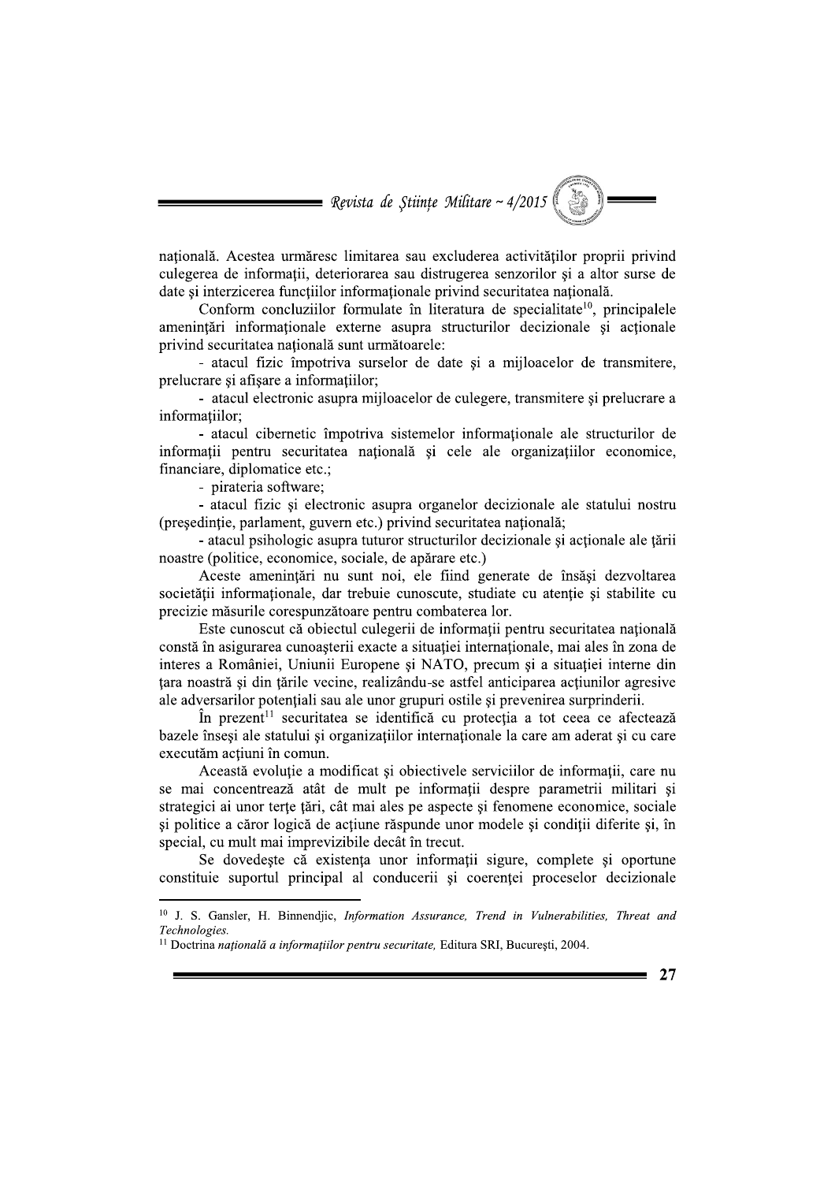națională. Acestea urmăresc limitarea sau excluderea activităților proprii privind culegerea de informații, deteriorarea sau distrugerea senzorilor și a altor surse de date și interzicerea funcțiilor informaționale privind securitatea națională.

Conform concluziilor formulate în literatura de specialitate[10], principalele amenințări informaționale externe asupra structurilor decizionale și acționale privind securitatea națională sunt următoarele:

- atacul fizic împotriva surselor de date și a mijloacelor de transmitere, prelucrare și afișare a informațiilor;
- atacul electronic asupra mijloacelor de culegere, transmitere și prelucrare a informațiilor;
- atacul cibernetic împotriva sistemelor informaționale ale structurilor de informații pentru securitatea națională și cele ale organizațiilor economice, financiare, diplomatice etc.;
- pirateria software;
- atacul fizic și electronic asupra organelor decizionale ale statului nostru (președinție, parlament, guvern etc.) privind securitatea națională;
- atacul psihologic asupra tuturor structurilor decizionale și acționale ale țării noastre (politice, economice, sociale, de apărare etc.)

Aceste amenințări nu sunt noi, ele fiind generate de însăși dezvoltarea societății informaționale, dar trebuie cunoscute, studiate cu atenție și stabilite cu precizie măsurile corespunzătoare pentru combaterea lor.

Este cunoscut că obiectul culegerii de informații pentru securitatea națională constă în asigurarea cunoașterii exacte a situației internaționale, mai ales în zona de interes a României, Uniunii Europene și NATO, precum și a situației interne din țara noastră și din țările vecine, realizându-se astfel anticiparea acțiunilor agresive ale adversarilor potențiali sau ale unor grupuri ostile și prevenirea surprinderii.

În prezent[11] securitatea se identifică cu protecția a tot ceea ce afectează bazele înseși ale statului și organizațiilor internaționale la care am aderat și cu care executăm acțiuni în comun.

Această evoluție a modificat și obiectivele serviciilor de informații, care nu se mai concentrează atât de mult pe informații despre parametrii militari și strategici ai unor terțe țări, cât mai ales pe aspecte și fenomene economice, sociale și politice a căror logică de acțiune răspunde unor modele și condiții diferite și, în special, cu mult mai imprevizibile decât în trecut.

Se dovedește că existența unor informații sigure, complete și oportune constituie suportul principal al conducerii și coerenței proceselor decizionale

---

[10] J. S. Gansler, H. Binnendjic, *Information Assurance, Trend in Vulnerabilities, Threat and Technologies.*

[11] Doctrina *națională a informațiilor pentru securitate,* Editura SRI, București, 2004.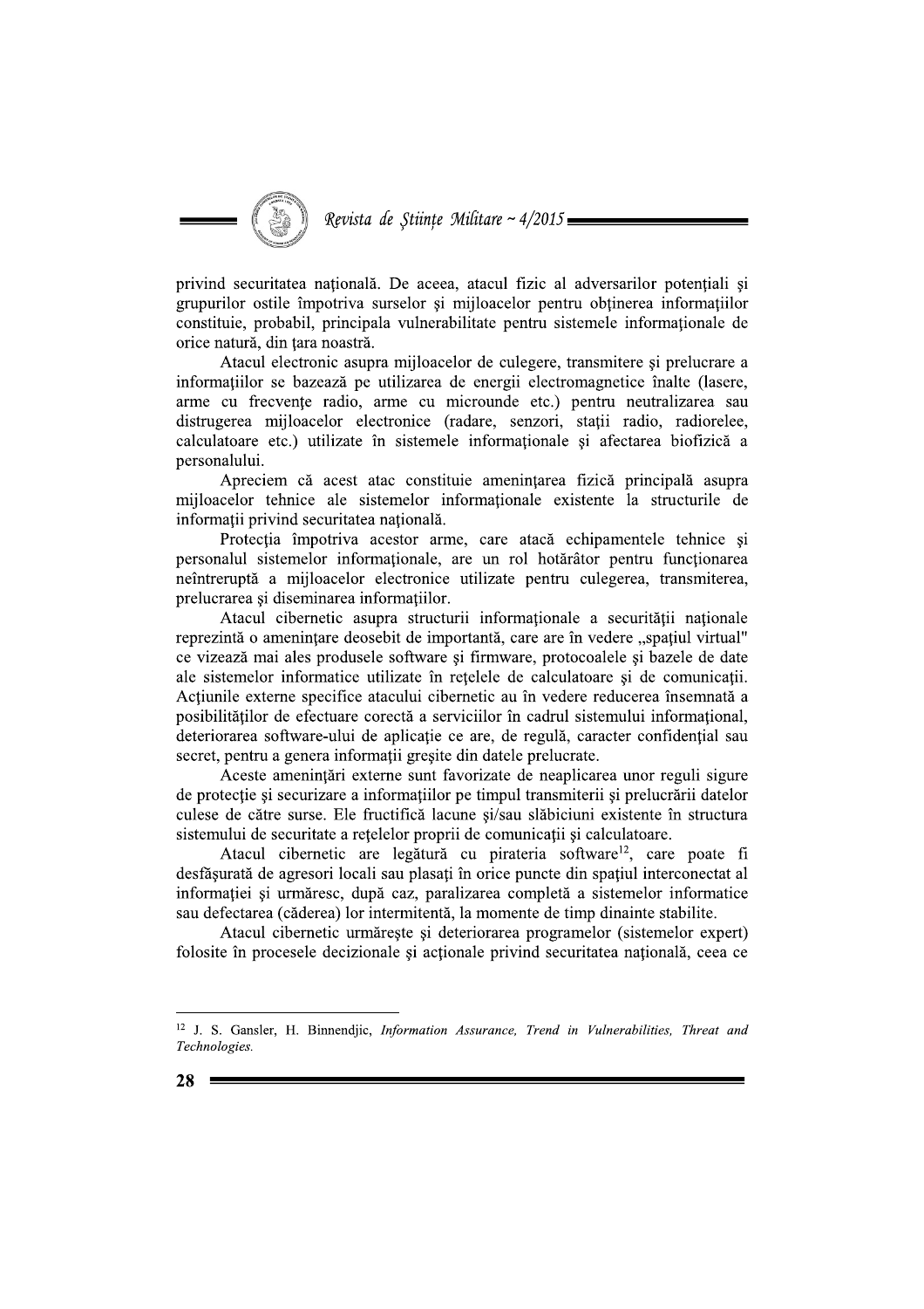privind securitatea națională. De aceea, atacul fizic al adversarilor potențiali și grupurilor ostile împotriva surselor și mijloacelor pentru obținerea informațiilor constituie, probabil, principala vulnerabilitate pentru sistemele informaționale de orice natură, din țara noastră.

Atacul electronic asupra mijloacelor de culegere, transmitere și prelucrare a informațiilor se bazează pe utilizarea de energii electromagnetice înalte (lasere, arme cu frecvențe radio, arme cu microunde etc.) pentru neutralizarea sau distrugerea mijloacelor electronice (radare, senzori, stații radio, radiorelee, calculatoare etc.) utilizate în sistemele informaționale și afectarea biofizică a personalului.

Apreciem că acest atac constituie amenințarea fizică principală asupra mijloacelor tehnice ale sistemelor informaționale existente la structurile de informații privind securitatea națională.

Protecția împotriva acestor arme, care atacă echipamentele tehnice și personalul sistemelor informaționale, are un rol hotărâtor pentru funcționarea neîntreruptă a mijloacelor electronice utilizate pentru culegerea, transmiterea, prelucrarea și diseminarea informațiilor.

Atacul cibernetic asupra structurii informaționale a securității naționale reprezintă o amenințare deosebit de importantă, care are în vedere „spațiul virtual" ce vizează mai ales produsele software și firmware, protocoalele și bazele de date ale sistemelor informatice utilizate în rețelele de calculatoare și de comunicații. Acțiunile externe specifice atacului cibernetic au în vedere reducerea însemnată a posibilităților de efectuare corectă a serviciilor în cadrul sistemului informațional, deteriorarea software-ului de aplicație ce are, de regulă, caracter confidențial sau secret, pentru a genera informații greșite din datele prelucrate.

Aceste amenințări externe sunt favorizate de neaplicarea unor reguli sigure de protecție și securizare a informațiilor pe timpul transmiterii și prelucrării datelor culese de către surse. Ele fructifică lacune și/sau slăbiciuni existente în structura sistemului de securitate a rețelelor proprii de comunicații și calculatoare.

Atacul cibernetic are legătură cu pirateria software[12], care poate fi desfășurată de agresori locali sau plasați în orice puncte din spațiul interconectat al informației și urmăresc, după caz, paralizarea completă a sistemelor informatice sau defectarea (căderea) lor intermitentă, la momente de timp dinainte stabilite.

Atacul cibernetic urmărește și deteriorarea programelor (sistemelor expert) folosite în procesele decizionale și acționale privind securitatea națională, ceea ce

---

[12] J. S. Gansler, H. Binnendjic, *Information Assurance, Trend in Vulnerabilities, Threat and Technologies.*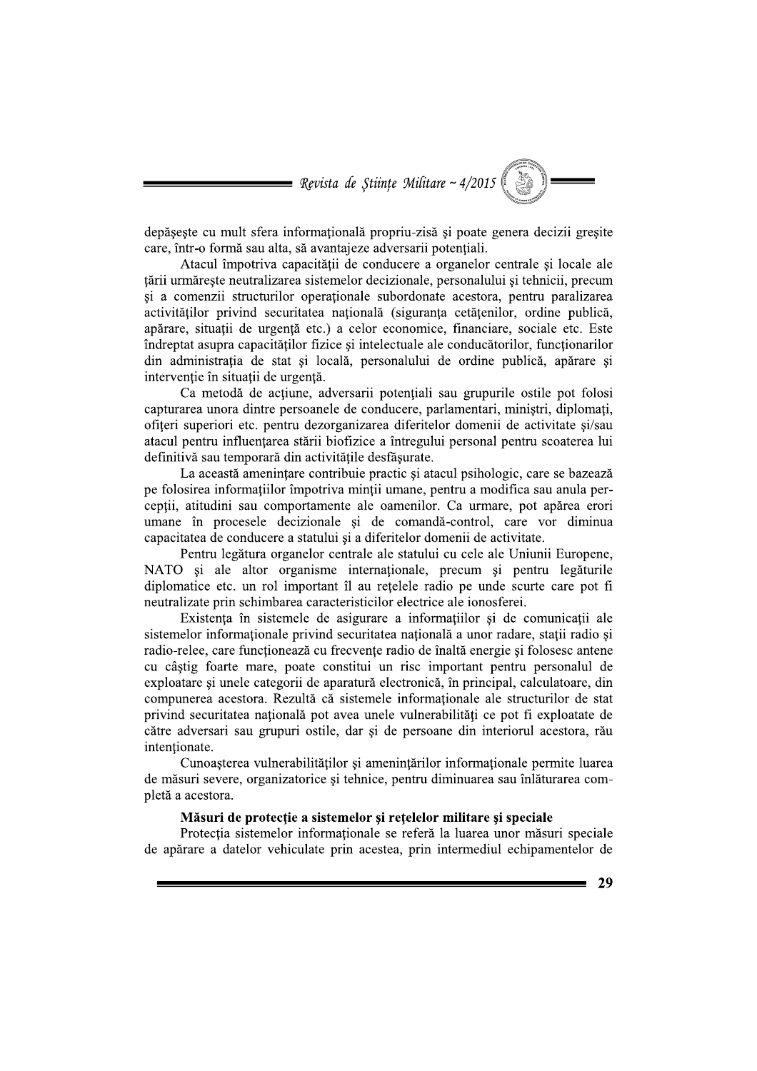depăşeşte cu mult sfera informaţională propriu-zisă şi poate genera decizii greşite care, într-o formă sau alta, să avantajeze adversarii potenţiali.

Atacul împotriva capacităţii de conducere a organelor centrale şi locale ale ţării urmăreşte neutralizarea sistemelor decizionale, personalului şi tehnicii, precum şi a comenzii structurilor operaţionale subordonate acestora, pentru paralizarea activităţilor privind securitatea naţională (siguranţa cetăţenilor, ordine publică, apărare, situaţii de urgenţă etc.) a celor economice, financiare, sociale etc. Este îndreptat asupra capacităţilor fizice şi intelectuale ale conducătorilor, funcţionarilor din administraţia de stat şi locală, personalului de ordine publică, apărare şi intervenţie în situaţii de urgenţă.

Ca metodă de acţiune, adversarii potenţiali sau grupurile ostile pot folosi capturarea unora dintre persoanele de conducere, parlamentari, miniştri, diplomaţi, ofiţeri superiori etc. pentru dezorganizarea diferitelor domenii de activitate şi/sau atacul pentru influenţarea stării biofizice a întregului personal pentru scoaterea lui definitivă sau temporară din activităţile desfăşurate.

La această ameninţare contribuie practic şi atacul psihologic, care se bazează pe folosirea informaţiilor împotriva minţii umane, pentru a modifica sau anula percepţii, atitudini sau comportamente ale oamenilor. Ca urmare, pot apărea erori umane în procesele decizionale şi de comandă-control, care vor diminua capacitatea de conducere a statului şi a diferitelor domenii de activitate.

Pentru legătura organelor centrale ale statului cu cele ale Uniunii Europene, NATO şi ale altor organisme internaţionale, precum şi pentru legăturile diplomatice etc. un rol important îl au reţelele radio pe unde scurte care pot fi neutralizate prin schimbarea caracteristicilor electrice ale ionosferei.

Existenţa în sistemele de asigurare a informaţiilor şi de comunicaţii ale sistemelor informaţionale privind securitatea naţională a unor radare, staţii radio şi radio-relee, care funcţionează cu frecvenţe radio de înaltă energie şi folosesc antene cu câştig foarte mare, poate constitui un risc important pentru personalul de exploatare şi unele categorii de aparatură electronică, în principal, calculatoare, din compunerea acestora. Rezultă că sistemele informaţionale ale structurilor de stat privind securitatea naţională pot avea unele vulnerabilităţi ce pot fi exploatate de către adversari sau grupuri ostile, dar şi de persoane din interiorul acestora, rău intenţionate.

Cunoaşterea vulnerabilităţilor şi ameninţărilor informaţionale permite luarea de măsuri severe, organizatorice şi tehnice, pentru diminuarea sau înlăturarea completă a acestora.

**Măsuri de protecţie a sistemelor şi reţelelor militare şi speciale**

Protecţia sistemelor informaţionale se referă la luarea unor măsuri speciale de apărare a datelor vehiculate prin acestea, prin intermediul echipamentelor de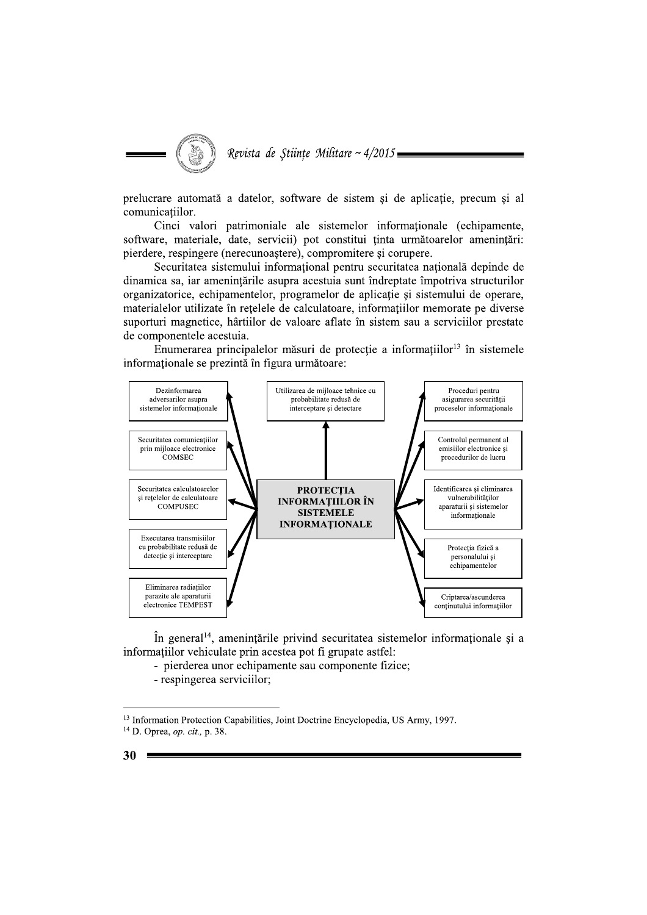prelucrare automată a datelor, software de sistem şi de aplicaţie, precum şi al comunicaţiilor.

Cinci valori patrimoniale ale sistemelor informaţionale (echipamente, software, materiale, date, servicii) pot constitui ţinta următoarelor ameninţări: pierdere, respingere (nerecunoaştere), compromitere şi corupere.

Securitatea sistemului informaţional pentru securitatea naţională depinde de dinamica sa, iar ameninţările asupra acestuia sunt îndreptate împotriva structurilor organizatorice, echipamentelor, programelor de aplicaţie şi sistemului de operare, materialelor utilizate în reţelele de calculatoare, informaţiilor memorate pe diverse suporturi magnetice, hârtiilor de valoare aflate în sistem sau a serviciilor prestate de componentele acestuia.

Enumerarea principalelor măsuri de protecţie a informaţiilor[13] în sistemele informaţionale se prezintă în figura următoare:

**PROTECŢIA INFORMAŢIILOR ÎN SISTEMELE INFORMAŢIONALE**

- Dezinformarea adversarilor asupra sistemelor informaţionale
- Securitatea comunicaţiilor prin mijloace electronice COMSEC
- Securitatea calculatoarelor şi reţelelor de calculatoare COMPUSEC
- Executarea transmisiilor cu probabilitate redusă de detecţie şi interceptare
- Eliminarea radiaţiilor parazite ale aparaturii electronice TEMPEST
- Utilizarea de mijloace tehnice cu probabilitate redusă de interceptare şi detectare
- Proceduri pentru asigurarea securităţii proceselor informaţionale
- Controlul permanent al emisiilor electronice şi procedurilor de lucru
- Identificarea şi eliminarea vulnerabilităţilor aparaturii şi sistemelor informaţionale
- Protecţia fizică a personalului şi echipamentelor
- Criptarea/ascunderea conţinutului informaţiilor

În general[14], ameninţările privind securitatea sistemelor informaţionale şi a informaţiilor vehiculate prin acestea pot fi grupate astfel:

- pierderea unor echipamente sau componente fizice;
- respingerea serviciilor;

---

[13] Information Protection Capabilities, Joint Doctrine Encyclopedia, US Army, 1997.

[14] D. Oprea, *op. cit.,* p. 38.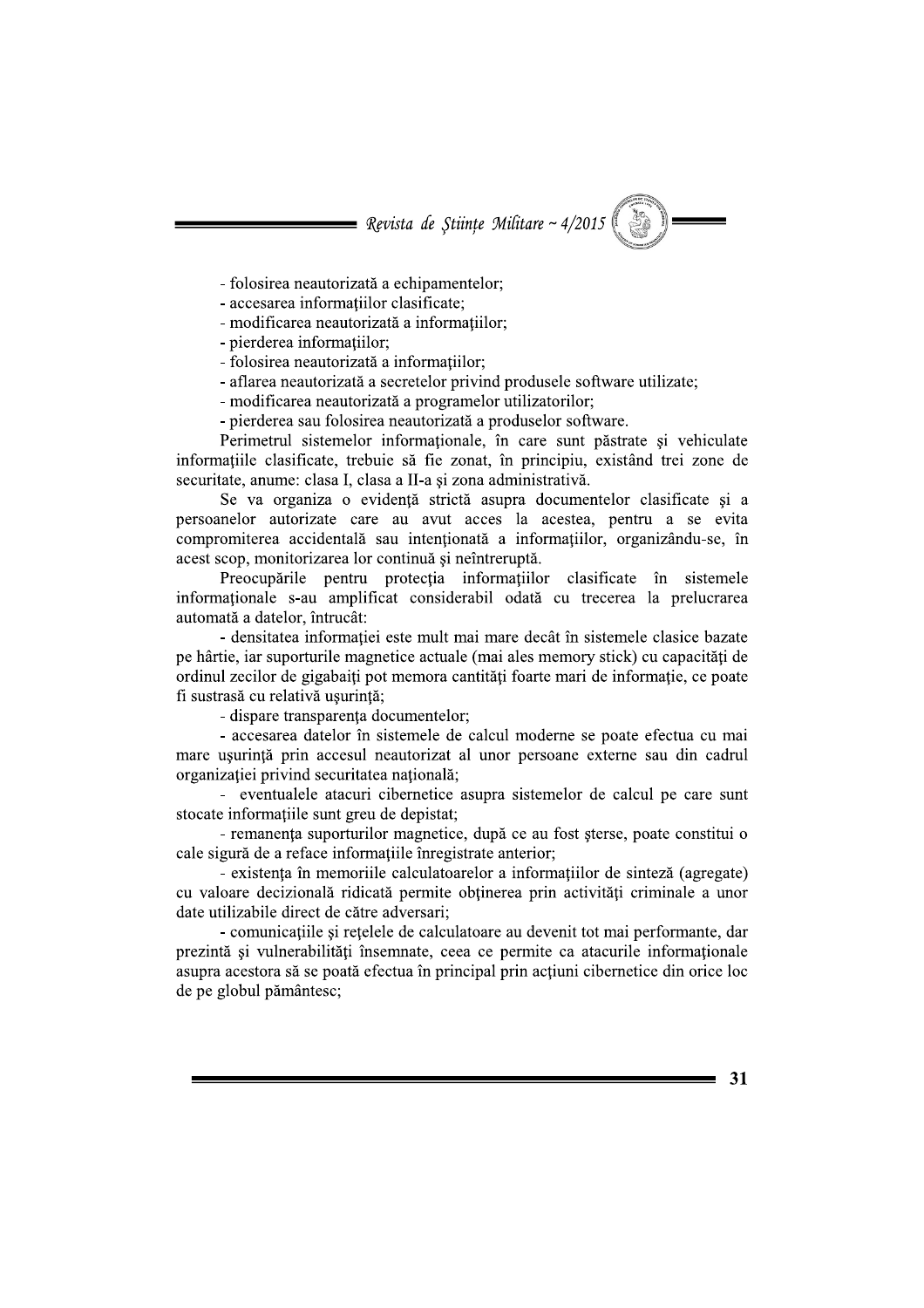- folosirea neautorizată a echipamentelor;
- accesarea informaţiilor clasificate;
- modificarea neautorizată a informaţiilor;
- pierderea informaţiilor;
- folosirea neautorizată a informaţiilor;
- aflarea neautorizată a secretelor privind produsele software utilizate;
- modificarea neautorizată a programelor utilizatorilor;
- pierderea sau folosirea neautorizată a produselor software.

Perimetrul sistemelor informaţionale, în care sunt păstrate şi vehiculate informaţiile clasificate, trebuie să fie zonat, în principiu, existând trei zone de securitate, anume: clasa I, clasa a II-a şi zona administrativă.

Se va organiza o evidenţă strictă asupra documentelor clasificate şi a persoanelor autorizate care au avut acces la acestea, pentru a se evita compromiterea accidentală sau intenţionată a informaţiilor, organizându-se, în acest scop, monitorizarea lor continuă şi neîntreruptă.

Preocupările pentru protecţia informaţiilor clasificate în sistemele informaţionale s-au amplificat considerabil odată cu trecerea la prelucrarea automată a datelor, întrucât:

- densitatea informaţiei este mult mai mare decât în sistemele clasice bazate pe hârtie, iar suporturile magnetice actuale (mai ales memory stick) cu capacităţi de ordinul zecilor de gigabaiţi pot memora cantităţi foarte mari de informaţie, ce poate fi sustrasă cu relativă uşurinţă;
- dispare transparenţa documentelor;
- accesarea datelor în sistemele de calcul moderne se poate efectua cu mai mare uşurinţă prin accesul neautorizat al unor persoane externe sau din cadrul organizaţiei privind securitatea naţională;
- eventualele atacuri cibernetice asupra sistemelor de calcul pe care sunt stocate informaţiile sunt greu de depistat;
- remanenţa suporturilor magnetice, după ce au fost şterse, poate constitui o cale sigură de a reface informaţiile înregistrate anterior;
- existenţa în memoriile calculatoarelor a informaţiilor de sinteză (agregate) cu valoare decizională ridicată permite obţinerea prin activităţi criminale a unor date utilizabile direct de către adversari;
- comunicaţiile şi reţelele de calculatoare au devenit tot mai performante, dar prezintă şi vulnerabilităţi însemnate, ceea ce permite ca atacurile informaţionale asupra acestora să se poată efectua în principal prin acţiuni cibernetice din orice loc de pe globul pământesc;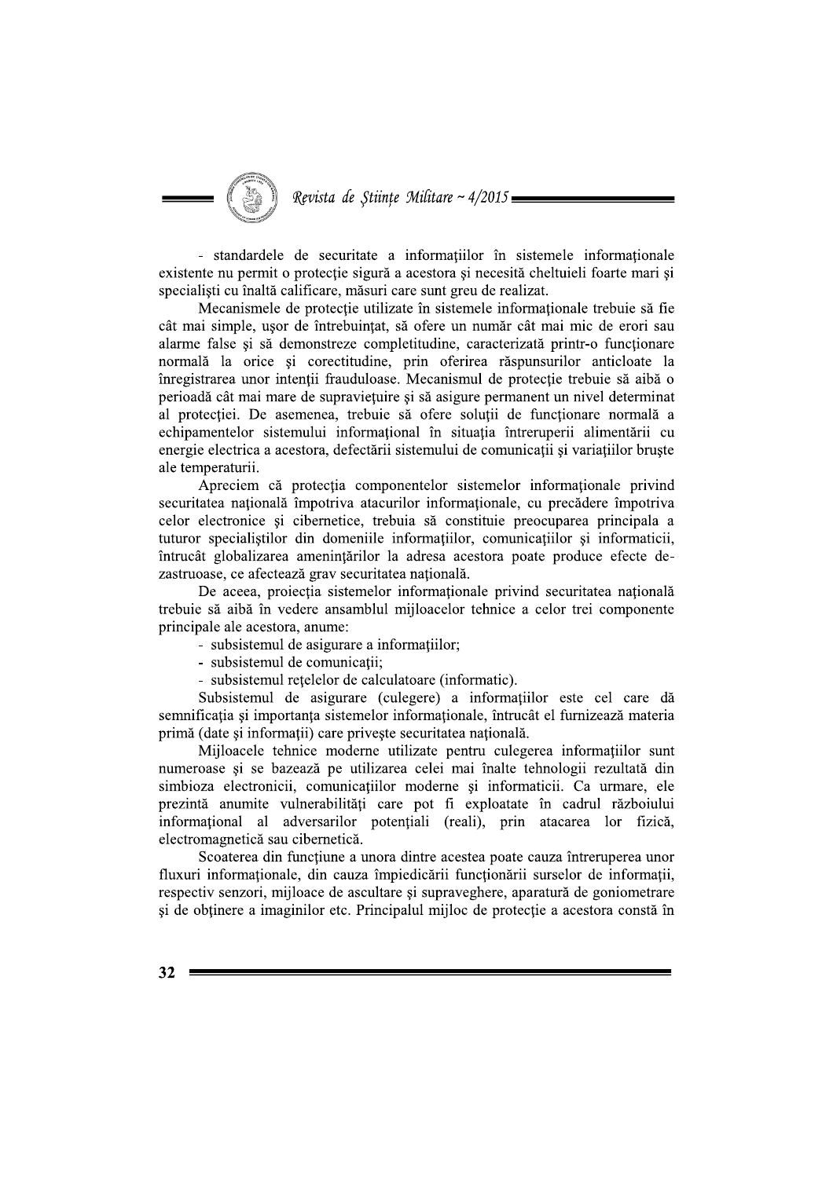- standardele de securitate a informațiilor în sistemele informaționale existente nu permit o protecție sigură a acestora și necesită cheltuieli foarte mari și specialiști cu înaltă calificare, măsuri care sunt greu de realizat.

Mecanismele de protecție utilizate în sistemele informaționale trebuie să fie cât mai simple, ușor de întrebuințat, să ofere un număr cât mai mic de erori sau alarme false și să demonstreze completitudine, caracterizată printr-o funcționare normală la orice și corectitudine, prin oferirea răspunsurilor anticloate la înregistrarea unor intenții frauduloase. Mecanismul de protecție trebuie să aibă o perioadă cât mai mare de supraviețuire și să asigure permanent un nivel determinat al protecției. De asemenea, trebuie să ofere soluții de funcționare normală a echipamentelor sistemului informațional în situația întreruperii alimentării cu energie electrica a acestora, defectării sistemului de comunicații și variațiilor bruște ale temperaturii.

Apreciem că protecția componentelor sistemelor informaționale privind securitatea națională împotriva atacurilor informaționale, cu precădere împotriva celor electronice și cibernetice, trebuia să constituie preocuparea principala a tuturor specialiștilor din domeniile informațiilor, comunicațiilor și informaticii, întrucât globalizarea amenințărilor la adresa acestora poate produce efecte dezastruoase, ce afectează grav securitatea națională.

De aceea, proiecția sistemelor informaționale privind securitatea națională trebuie să aibă în vedere ansamblul mijloacelor tehnice a celor trei componente principale ale acestora, anume:

- subsistemul de asigurare a informațiilor;
- subsistemul de comunicații;
- subsistemul rețelelor de calculatoare (informatic).

Subsistemul de asigurare (culegere) a informațiilor este cel care dă semnificația și importanța sistemelor informaționale, întrucât el furnizează materia primă (date și informații) care privește securitatea națională.

Mijloacele tehnice moderne utilizate pentru culegerea informațiilor sunt numeroase și se bazează pe utilizarea celei mai înalte tehnologii rezultată din simbioza electronicii, comunicațiilor moderne și informaticii. Ca urmare, ele prezintă anumite vulnerabilități care pot fi exploatate în cadrul războiului informațional al adversarilor potențiali (reali), prin atacarea lor fizică, electromagnetică sau cibernetică.

Scoaterea din funcțiune a unora dintre acestea poate cauza întreruperea unor fluxuri informaționale, din cauza împiedicării funcționării surselor de informații, respectiv senzori, mijloace de ascultare și supraveghere, aparatură de goniometrare și de obținere a imaginilor etc. Principalul mijloc de protecție a acestora constă în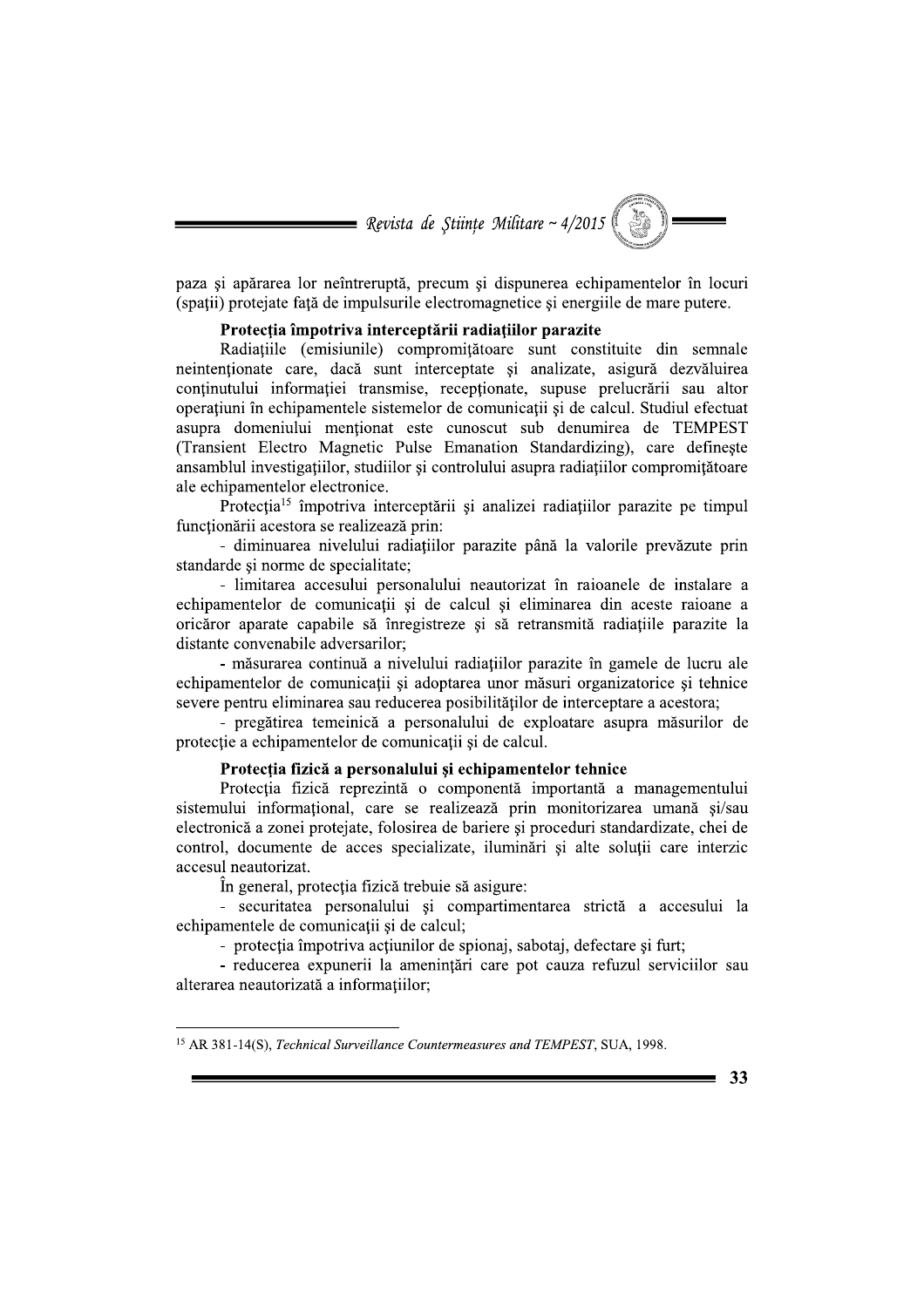paza şi apărarea lor neîntreruptă, precum şi dispunerea echipamentelor în locuri (spaţii) protejate faţă de impulsurile electromagnetice şi energiile de mare putere.

### Protecţia împotriva interceptării radiaţiilor parazite

Radiaţiile (emisiunile) compromiţătoare sunt constituite din semnale neintenţionate care, dacă sunt interceptate şi analizate, asigură dezvăluirea conţinutului informaţiei transmise, recepţionate, supuse prelucrării sau altor operaţiuni în echipamentele sistemelor de comunicaţii şi de calcul. Studiul efectuat asupra domeniului menţionat este cunoscut sub denumirea de TEMPEST (Transient Electro Magnetic Pulse Emanation Standardizing), care defineşte ansamblul investigaţiilor, studiilor şi controlului asupra radiaţiilor compromiţătoare ale echipamentelor electronice.

Protecţia[15] împotriva interceptării şi analizei radiaţiilor parazite pe timpul funcţionării acestora se realizează prin:

- diminuarea nivelului radiaţiilor parazite până la valorile prevăzute prin standarde şi norme de specialitate;
- limitarea accesului personalului neautorizat în raioanele de instalare a echipamentelor de comunicaţii şi de calcul şi eliminarea din aceste raioane a oricăror aparate capabile să înregistreze şi să retransmită radiaţiile parazite la distante convenabile adversarilor;
- măsurarea continuă a nivelului radiaţiilor parazite în gamele de lucru ale echipamentelor de comunicaţii şi adoptarea unor măsuri organizatorice şi tehnice severe pentru eliminarea sau reducerea posibilităţilor de interceptare a acestora;
- pregătirea temeinică a personalului de exploatare asupra măsurilor de protecţie a echipamentelor de comunicaţii şi de calcul.

### Protecţia fizică a personalului şi echipamentelor tehnice

Protecţia fizică reprezintă o componentă importantă a managementului sistemului informaţional, care se realizează prin monitorizarea umană şi/sau electronică a zonei protejate, folosirea de bariere şi proceduri standardizate, chei de control, documente de acces specializate, iluminări şi alte soluţii care interzic accesul neautorizat.

În general, protecţia fizică trebuie să asigure:

- securitatea personalului şi compartimentarea strictă a accesului la echipamentele de comunicaţii şi de calcul;
- protecţia împotriva acţiunilor de spionaj, sabotaj, defectare şi furt;
- reducerea expunerii la ameninţări care pot cauza refuzul serviciilor sau alterarea neautorizată a informaţiilor;

---

[15] AR 381-14(S), *Technical Surveillance Countermeasures and TEMPEST*, SUA, 1998.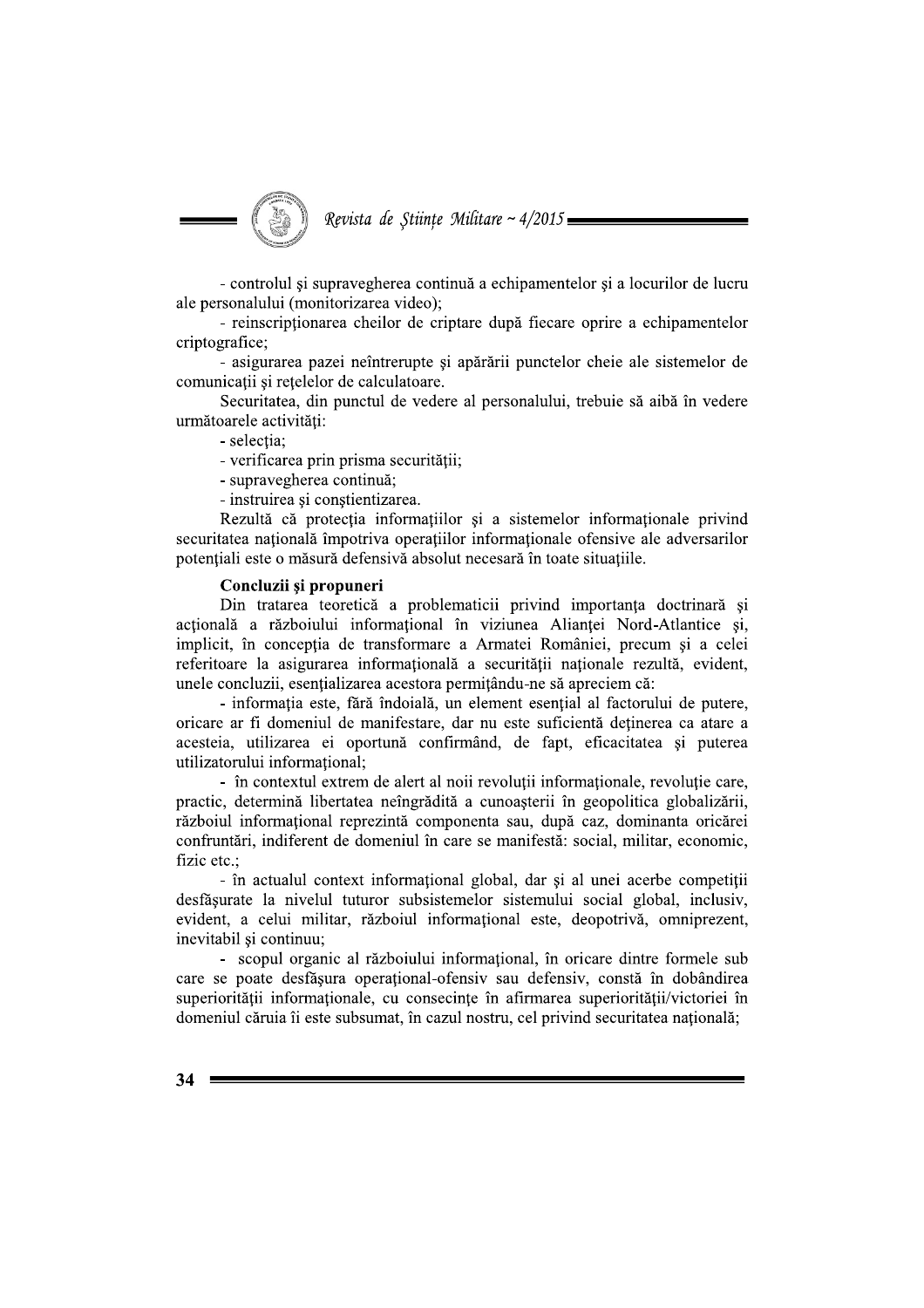- controlul şi supravegherea continuă a echipamentelor şi a locurilor de lucru ale personalului (monitorizarea video);

- reinscripţionarea cheilor de criptare după fiecare oprire a echipamentelor criptografice;

- asigurarea pazei neîntrerupte şi apărării punctelor cheie ale sistemelor de comunicaţii şi reţelelor de calculatoare.

Securitatea, din punctul de vedere al personalului, trebuie să aibă în vedere următoarele activităţi:

- selecţia;
- verificarea prin prisma securităţii;
- supravegherea continuă;
- instruirea şi conştientizarea.

Rezultă că protecţia informaţiilor şi a sistemelor informaţionale privind securitatea naţională împotriva operaţiilor informaţionale ofensive ale adversarilor potenţiali este o măsură defensivă absolut necesară în toate situaţiile.

**Concluzii şi propuneri**

Din tratarea teoretică a problematicii privind importanţa doctrinară şi acţională a războiului informaţional în viziunea Alianţei Nord-Atlantice şi, implicit, în concepţia de transformare a Armatei României, precum şi a celei referitoare la asigurarea informaţională a securităţii naţionale rezultă, evident, unele concluzii, esenţializarea acestora permiţându-ne să apreciem că:

- informaţia este, fără îndoială, un element esenţial al factorului de putere, oricare ar fi domeniul de manifestare, dar nu este suficientă deţinerea ca atare a acesteia, utilizarea ei oportună confirmând, de fapt, eficacitatea şi puterea utilizatorului informaţional;

- în contextul extrem de alert al noii revoluţii informaţionale, revoluţie care, practic, determină libertatea neîngrădită a cunoaşterii în geopolitica globalizării, războiul informaţional reprezintă componenta sau, după caz, dominanta oricărei confruntări, indiferent de domeniul în care se manifestă: social, militar, economic, fizic etc.;

- în actualul context informaţional global, dar şi al unei acerbe competiţii desfăşurate la nivelul tuturor subsistemelor sistemului social global, inclusiv, evident, a celui militar, războiul informaţional este, deopotrivă, omniprezent, inevitabil şi continuu;

- scopul organic al războiului informaţional, în oricare dintre formele sub care se poate desfăşura operaţional-ofensiv sau defensiv, constă în dobândirea superiorităţii informaţionale, cu consecinţe în afirmarea superiorităţii/victoriei în domeniul căruia îi este subsumat, în cazul nostru, cel privind securitatea naţională;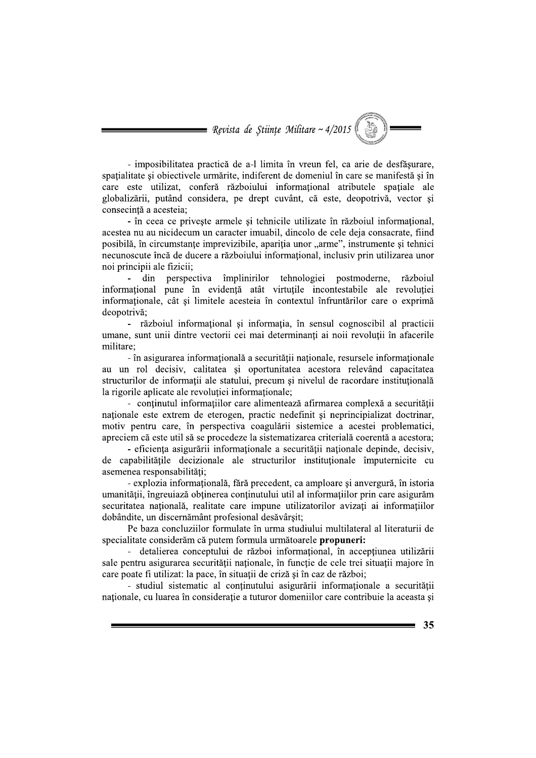- imposibilitatea practică de a-l limita în vreun fel, ca arie de desfăşurare, spaţialitate şi obiectivele urmărite, indiferent de domeniul în care se manifestă şi în care este utilizat, conferă războiului informaţional atributele spaţiale ale globalizării, putând considera, pe drept cuvânt, că este, deopotrivă, vector şi consecinţă a acesteia;

- în ceea ce priveşte armele şi tehnicile utilizate în războiul informaţional, acestea nu au nicidecum un caracter imuabil, dincolo de cele deja consacrate, fiind posibilă, în circumstanţe imprevizibile, apariţia unor „arme", instrumente şi tehnici necunoscute încă de ducere a războiului informaţional, inclusiv prin utilizarea unor noi principii ale fizicii;

- din perspectiva împlinirilor tehnologiei postmoderne, războiul informaţional pune în evidenţă atât virtuţile incontestabile ale revoluţiei informaţionale, cât şi limitele acesteia în contextul înfruntărilor care o exprimă deopotrivă;

- războiul informaţional şi informaţia, în sensul cognoscibil al practicii umane, sunt unii dintre vectorii cei mai determinanţi ai noii revoluţii în afacerile militare;

- în asigurarea informaţională a securităţii naţionale, resursele informaţionale au un rol decisiv, calitatea şi oportunitatea acestora relevând capacitatea structurilor de informaţii ale statului, precum şi nivelul de racordare instituţională la rigorile aplicate ale revoluţiei informaţionale;

- conţinutul informaţiilor care alimentează afirmarea complexă a securităţii naţionale este extrem de eterogen, practic nedefinit şi neprincipializat doctrinar, motiv pentru care, în perspectiva coagulării sistemice a acestei problematici, apreciem că este util să se procedeze la sistematizarea criterială coerentă a acestora;

- eficienţa asigurării informaţionale a securităţii naţionale depinde, decisiv, de capabilităţile decizionale ale structurilor instituţionale împuternicite cu asemenea responsabilităţi;

- explozia informaţională, fără precedent, ca amploare şi anvergură, în istoria umanităţii, îngreuiază obţinerea conţinutului util al informaţiilor prin care asigurăm securitatea naţională, realitate care impune utilizatorilor avizaţi ai informaţiilor dobândite, un discernământ profesional desăvârşit;

Pe baza concluziilor formulate în urma studiului multilateral al literaturii de specialitate considerăm că putem formula următoarele **propuneri:**

- detalierea conceptului de război informaţional, în accepţiunea utilizării sale pentru asigurarea securităţii naţionale, în funcţie de cele trei situaţii majore în care poate fi utilizat: la pace, în situaţii de criză şi în caz de război;

- studiul sistematic al conţinutului asigurării informaţionale a securităţii naţionale, cu luarea în consideraţie a tuturor domeniilor care contribuie la aceasta şi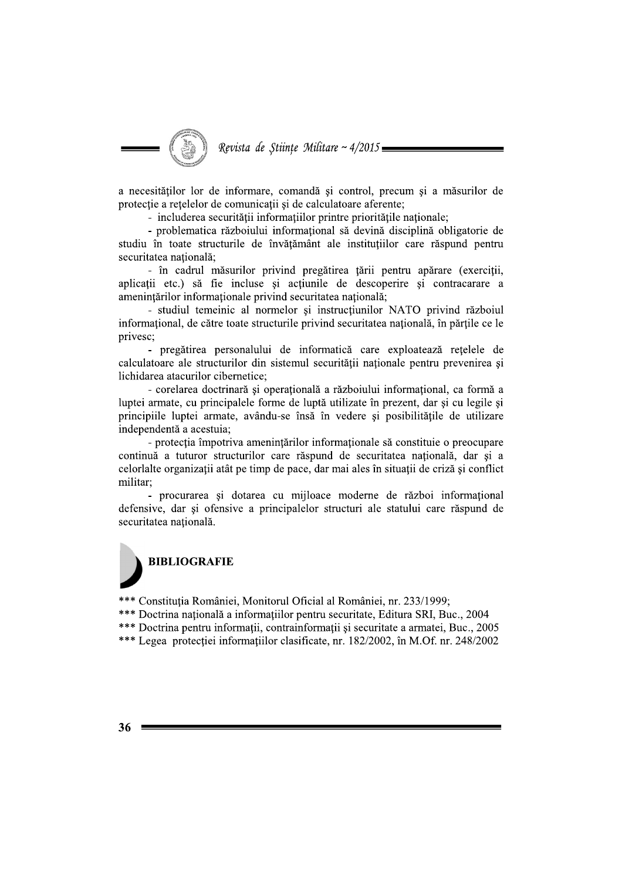a necesităților lor de informare, comandă și control, precum și a măsurilor de protecție a rețelelor de comunicații și de calculatoare aferente;

- includerea securității informațiilor printre prioritățile naționale;
- problematica războiului informațional să devină disciplină obligatorie de studiu în toate structurile de învățământ ale instituțiilor care răspund pentru securitatea națională;
- în cadrul măsurilor privind pregătirea țării pentru apărare (exerciții, aplicații etc.) să fie incluse și acțiunile de descoperire și contracarare a amenințărilor informaționale privind securitatea națională;
- studiul temeinic al normelor și instrucțiunilor NATO privind războiul informațional, de către toate structurile privind securitatea națională, în părțile ce le privesc;
- pregătirea personalului de informatică care exploatează rețelele de calculatoare ale structurilor din sistemul securității naționale pentru prevenirea și lichidarea atacurilor cibernetice;
- corelarea doctrinară și operațională a războiului informațional, ca formă a luptei armate, cu principalele forme de luptă utilizate în prezent, dar și cu legile și principiile luptei armate, avându-se însă în vedere și posibilitățile de utilizare independentă a acestuia;
- protecția împotriva amenințărilor informaționale să constituie o preocupare continuă a tuturor structurilor care răspund de securitatea națională, dar și a celorlalte organizații atât pe timp de pace, dar mai ales în situații de criză și conflict militar;
- procurarea și dotarea cu mijloace moderne de război informațional defensive, dar și ofensive a principalelor structuri ale statului care răspund de securitatea națională.

## BIBLIOGRAFIE

*** Constituția României, Monitorul Oficial al României, nr. 233/1999;

*** Doctrina națională a informațiilor pentru securitate, Editura SRI, Buc., 2004

*** Doctrina pentru informații, contrainformații și securitate a armatei, Buc., 2005

*** Legea protecției informațiilor clasificate, nr. 182/2002, în M.Of. nr. 248/2002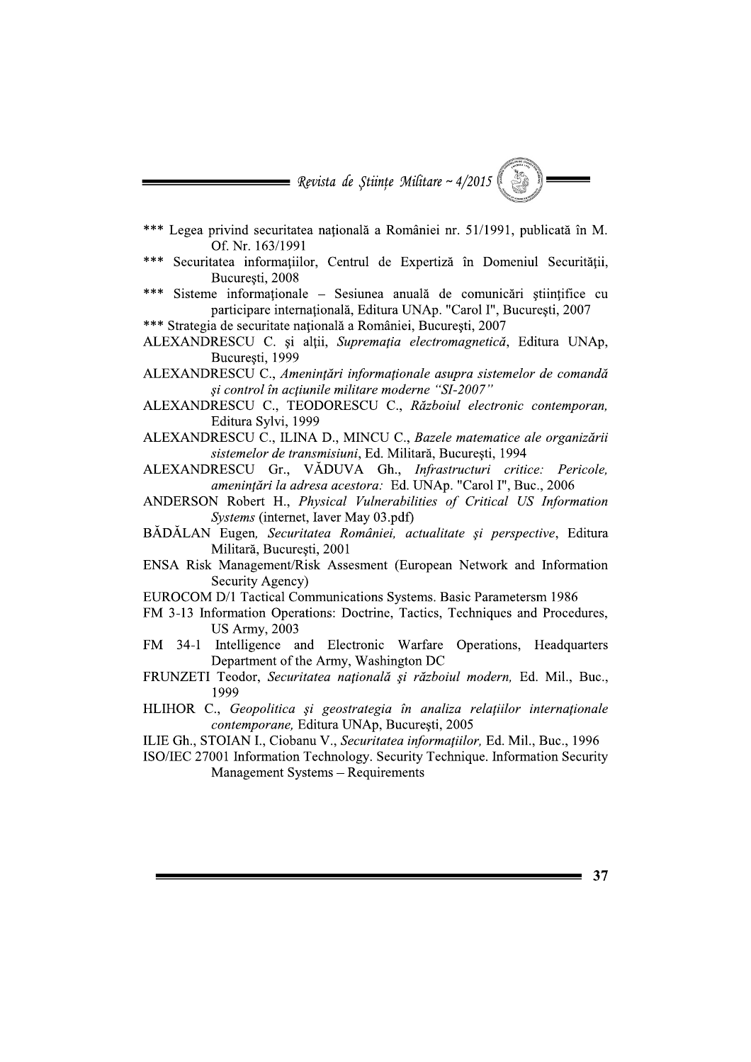*** Legea privind securitatea naţională a României nr. 51/1991, publicată în M. Of. Nr. 163/1991

*** Securitatea informaţiilor, Centrul de Expertiză în Domeniul Securităţii, Bucureşti, 2008

*** Sisteme informaţionale – Sesiunea anuală de comunicări ştiinţifice cu participare internaţională, Editura UNAp. "Carol I", Bucureşti, 2007

*** Strategia de securitate naţională a României, Bucureşti, 2007

ALEXANDRESCU C. şi alţii, *Supremaţia electromagnetică*, Editura UNAp, Bucureşti, 1999

ALEXANDRESCU C., *Ameninţări informaţionale asupra sistemelor de comandă şi control în acţiunile militare moderne "SI-2007"*

ALEXANDRESCU C., TEODORESCU C., *Războiul electronic contemporan,* Editura Sylvi, 1999

ALEXANDRESCU C., ILINA D., MINCU C., *Bazele matematice ale organizării sistemelor de transmisiuni*, Ed. Militară, Bucureşti, 1994

ALEXANDRESCU Gr., VĂDUVA Gh., *Infrastructuri critice: Pericole, ameninţări la adresa acestora:* Ed. UNAp. "Carol I", Buc., 2006

ANDERSON Robert H., *Physical Vulnerabilities of Critical US Information Systems* (internet, Iaver May 03.pdf)

BĂDĂLAN Eugen, *Securitatea României, actualitate şi perspective*, Editura Militară, Bucureşti, 2001

ENSA Risk Management/Risk Assesment (European Network and Information Security Agency)

EUROCOM D/1 Tactical Communications Systems. Basic Parametersm 1986

FM 3-13 Information Operations: Doctrine, Tactics, Techniques and Procedures, US Army, 2003

FM 34-1 Intelligence and Electronic Warfare Operations, Headquarters Department of the Army, Washington DC

FRUNZETI Teodor, *Securitatea naţională şi războiul modern,* Ed. Mil., Buc., 1999

HLIHOR C., *Geopolitica şi geostrategia în analiza relaţiilor internaţionale contemporane,* Editura UNAp, Bucureşti, 2005

ILIE Gh., STOIAN I., Ciobanu V., *Securitatea informaţiilor,* Ed. Mil., Buc., 1996

ISO/IEC 27001 Information Technology. Security Technique. Information Security Management Systems – Requirements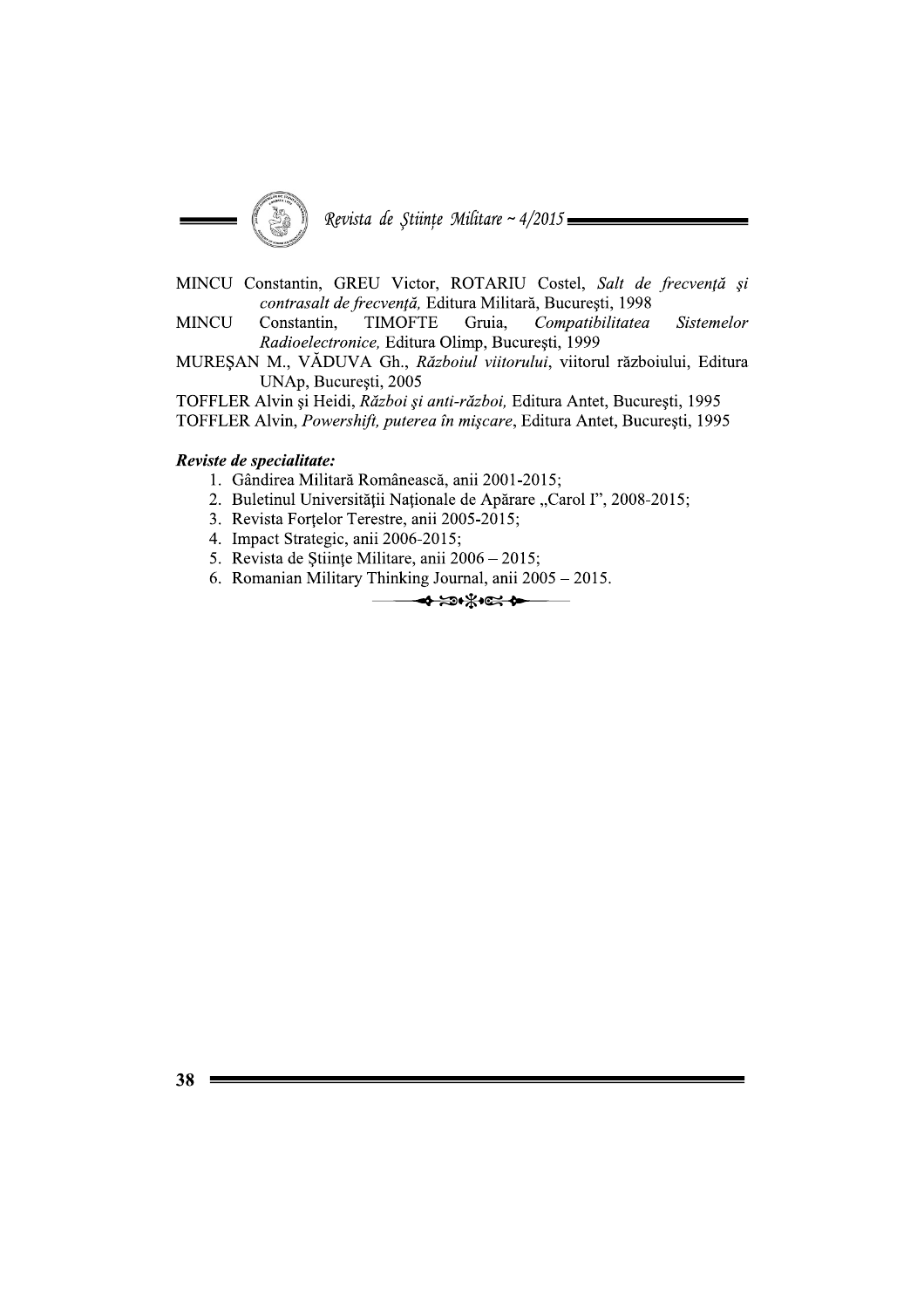MINCU Constantin, GREU Victor, ROTARIU Costel, *Salt de frecvență și contrasalt de frecvență,* Editura Militară, București, 1998

MINCU Constantin, TIMOFTE Gruia, *Compatibilitatea Sistemelor Radioelectronice,* Editura Olimp, București, 1999

MUREȘAN M., VĂDUVA Gh., *Războiul viitorului*, viitorul războiului, Editura UNAp, București, 2005

TOFFLER Alvin și Heidi, *Război și anti-război,* Editura Antet, București, 1995

TOFFLER Alvin, *Powershift, puterea în mișcare*, Editura Antet, București, 1995

***Reviste de specialitate:***

1. Gândirea Militară Românească, anii 2001-2015;
2. Buletinul Universității Naționale de Apărare „Carol I", 2008-2015;
3. Revista Forțelor Terestre, anii 2005-2015;
4. Impact Strategic, anii 2006-2015;
5. Revista de Științe Militare, anii 2006 – 2015;
6. Romanian Military Thinking Journal, anii 2005 – 2015.